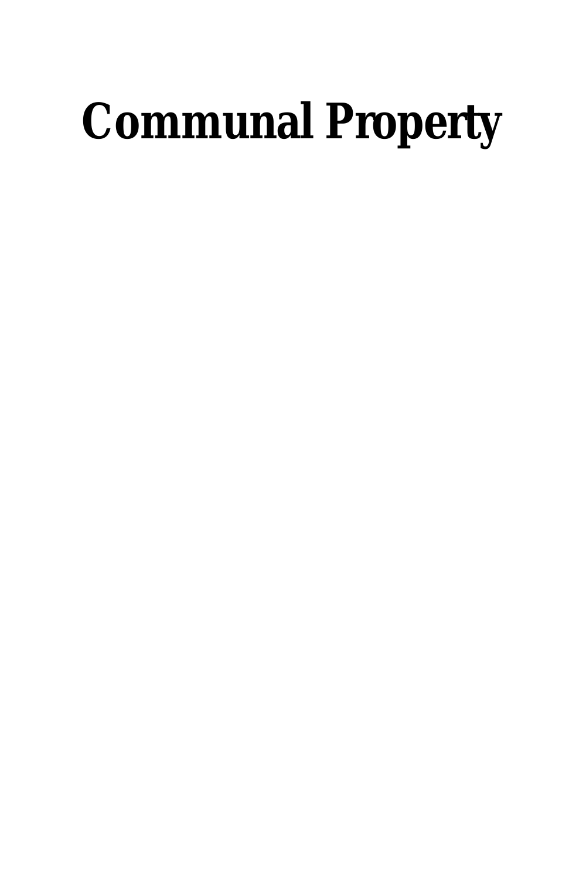# Communal Property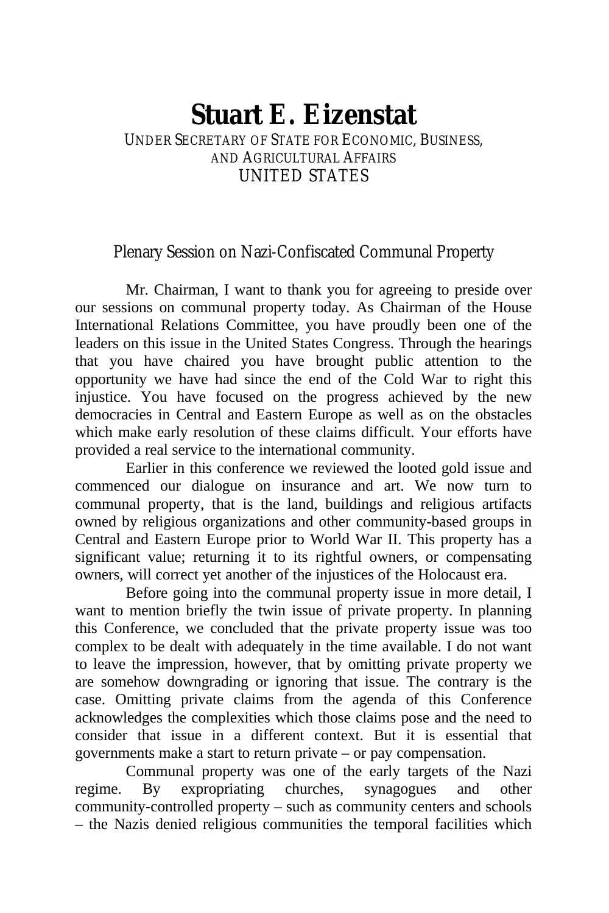# Stuart E. Eizenstat

UNDER SECRETARY OF STATE FOR ECONOMIC, BUSINESS, AND AGRICULTURAL AFFAIRS

UNITED STATES

## Plenary Session on Nazi-Confiscated Communal Property

Mr. Chairman, I want to thank you for agreeing to preside over our sessions on communal property today. As Chairman of the House International Relations Committee, you have proudly been one of the leaders on this issue in the United States Congress. Through the hearings that you have chaired you have brought public attention to the opportunity we have had since the end of the Cold War to right this injustice. You have focused on the progress achieved by the new democracies in Central and Eastern Europe as well as on the obstacles which make early resolution of these claims difficult. Your efforts have provided a real service to the international community.

Earlier in this conference we reviewed the looted gold issue and commenced our dialogue on insurance and art. We now turn to communal property, that is the land, buildings and religious artifacts owned by religious organizations and other community-based groups in Central and Eastern Europe prior to World War II. This property has a significant value; returning it to its rightful owners, or compensating owners, will correct yet another of the injustices of the Holocaust era.

Before going into the communal property issue in more detail, I want to mention briefly the twin issue of private property. In planning this Conference, we concluded that the private property issue was too complex to be dealt with adequately in the time available. I do not want to leave the impression, however, that by omitting private property we are somehow downgrading or ignoring that issue. The contrary is the case. Omitting private claims from the agenda of this Conference acknowledges the complexities which those claims pose and the need to consider that issue in a different context. But it is essential that governments make a start to return private – or pay compensation.

Communal property was one of the early targets of the Nazi regime. By expropriating churches, synagogues and other community-controlled property – such as community centers and schools – the Nazis denied religious communities the temporal facilities which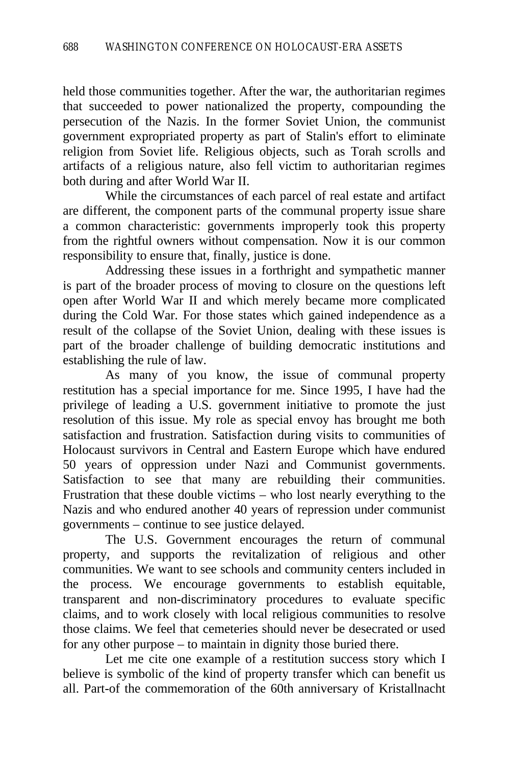held those communities together. After the war, the authoritarian regimes that succeeded to power nationalized the property, compounding the persecution of the Nazis. In the former Soviet Union, the communist government expropriated property as part of Stalin's effort to eliminate religion from Soviet life. Religious objects, such as Torah scrolls and artifacts of a religious nature, also fell victim to authoritarian regimes both during and after World War II.

While the circumstances of each parcel of real estate and artifact are different, the component parts of the communal property issue share a common characteristic: governments improperly took this property from the rightful owners without compensation. Now it is our common responsibility to ensure that, finally, justice is done.

Addressing these issues in a forthright and sympathetic manner is part of the broader process of moving to closure on the questions left open after World War II and which merely became more complicated during the Cold War. For those states which gained independence as a result of the collapse of the Soviet Union, dealing with these issues is part of the broader challenge of building democratic institutions and establishing the rule of law.

As many of you know, the issue of communal property restitution has a special importance for me. Since 1995, I have had the privilege of leading a U.S. government initiative to promote the just resolution of this issue. My role as special envoy has brought me both satisfaction and frustration. Satisfaction during visits to communities of Holocaust survivors in Central and Eastern Europe which have endured 50 years of oppression under Nazi and Communist governments. Satisfaction to see that many are rebuilding their communities. Frustration that these double victims – who lost nearly everything to the Nazis and who endured another 40 years of repression under communist governments – continue to see justice delayed.

The U.S. Government encourages the return of communal property, and supports the revitalization of religious and other communities. We want to see schools and community centers included in the process. We encourage governments to establish equitable, transparent and non-discriminatory procedures to evaluate specific claims, and to work closely with local religious communities to resolve those claims. We feel that cemeteries should never be desecrated or used for any other purpose – to maintain in dignity those buried there.

Let me cite one example of a restitution success story which I believe is symbolic of the kind of property transfer which can benefit us all. Part-of the commemoration of the 60th anniversary of Kristallnacht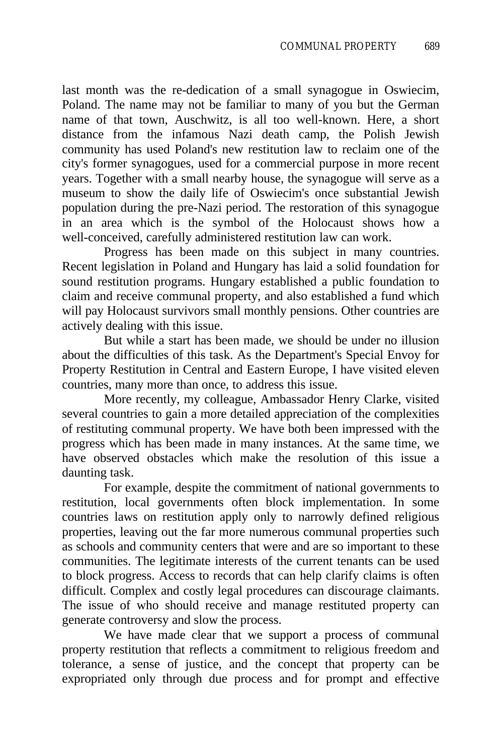last month was the re-dedication of a small synagogue in Oswiecim, Poland. The name may not be familiar to many of you but the German name of that town, Auschwitz, is all too well-known. Here, a short distance from the infamous Nazi death camp, the Polish Jewish community has used Poland's new restitution law to reclaim one of the city's former synagogues, used for a commercial purpose in more recent years. Together with a small nearby house, the synagogue will serve as a museum to show the daily life of Oswiecim's once substantial Jewish population during the pre-Nazi period. The restoration of this synagogue in an area which is the symbol of the Holocaust shows how a well-conceived, carefully administered restitution law can work.

Progress has been made on this subject in many countries. Recent legislation in Poland and Hungary has laid a solid foundation for sound restitution programs. Hungary established a public foundation to claim and receive communal property, and also established a fund which will pay Holocaust survivors small monthly pensions. Other countries are actively dealing with this issue.

But while a start has been made, we should be under no illusion about the difficulties of this task. As the Department's Special Envoy for Property Restitution in Central and Eastern Europe, I have visited eleven countries, many more than once, to address this issue.

More recently, my colleague, Ambassador Henry Clarke, visited several countries to gain a more detailed appreciation of the complexities of restituting communal property. We have both been impressed with the progress which has been made in many instances. At the same time, we have observed obstacles which make the resolution of this issue a daunting task.

For example, despite the commitment of national governments to restitution, local governments often block implementation. In some countries laws on restitution apply only to narrowly defined religious properties, leaving out the far more numerous communal properties such as schools and community centers that were and are so important to these communities. The legitimate interests of the current tenants can be used to block progress. Access to records that can help clarify claims is often difficult. Complex and costly legal procedures can discourage claimants. The issue of who should receive and manage restituted property can generate controversy and slow the process.

We have made clear that we support a process of communal property restitution that reflects a commitment to religious freedom and tolerance, a sense of justice, and the concept that property can be expropriated only through due process and for prompt and effective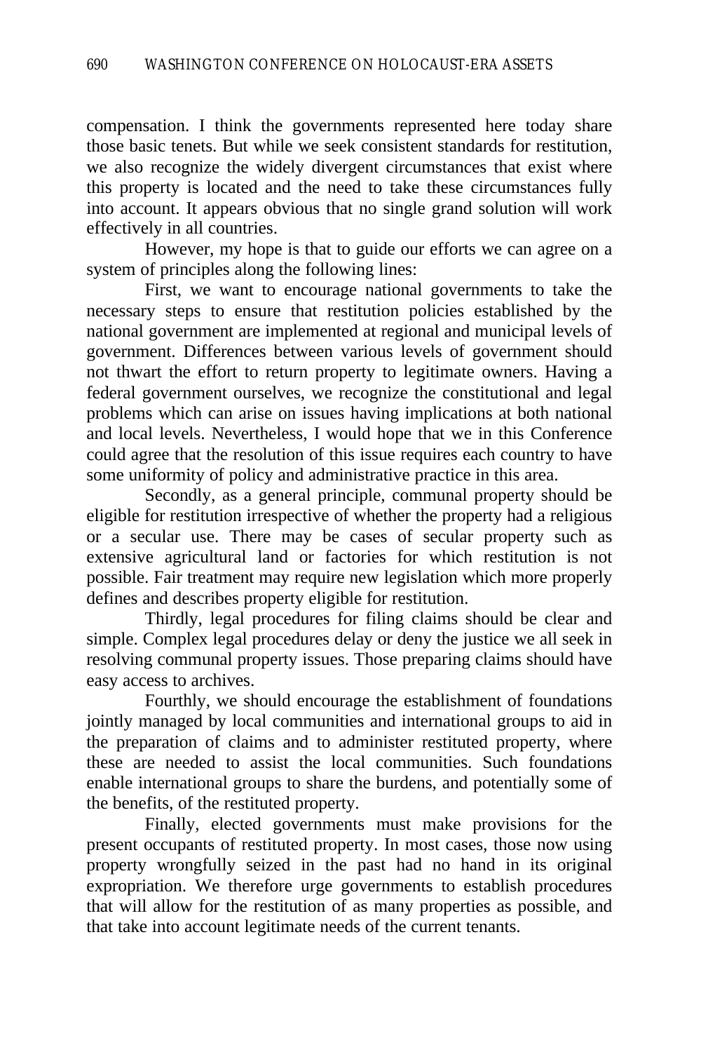compensation. I think the governments represented here today share those basic tenets. But while we seek consistent standards for restitution, we also recognize the widely divergent circumstances that exist where this property is located and the need to take these circumstances fully into account. It appears obvious that no single grand solution will work effectively in all countries.

However, my hope is that to guide our efforts we can agree on a system of principles along the following lines:

First, we want to encourage national governments to take the necessary steps to ensure that restitution policies established by the national government are implemented at regional and municipal levels of government. Differences between various levels of government should not thwart the effort to return property to legitimate owners. Having a federal government ourselves, we recognize the constitutional and legal problems which can arise on issues having implications at both national and local levels. Nevertheless, I would hope that we in this Conference could agree that the resolution of this issue requires each country to have some uniformity of policy and administrative practice in this area.

Secondly, as a general principle, communal property should be eligible for restitution irrespective of whether the property had a religious or a secular use. There may be cases of secular property such as extensive agricultural land or factories for which restitution is not possible. Fair treatment may require new legislation which more properly defines and describes property eligible for restitution.

Thirdly, legal procedures for filing claims should be clear and simple. Complex legal procedures delay or deny the justice we all seek in resolving communal property issues. Those preparing claims should have easy access to archives.

Fourthly, we should encourage the establishment of foundations jointly managed by local communities and international groups to aid in the preparation of claims and to administer restituted property, where these are needed to assist the local communities. Such foundations enable international groups to share the burdens, and potentially some of the benefits, of the restituted property.

Finally, elected governments must make provisions for the present occupants of restituted property. In most cases, those now using property wrongfully seized in the past had no hand in its original expropriation. We therefore urge governments to establish procedures that will allow for the restitution of as many properties as possible, and that take into account legitimate needs of the current tenants.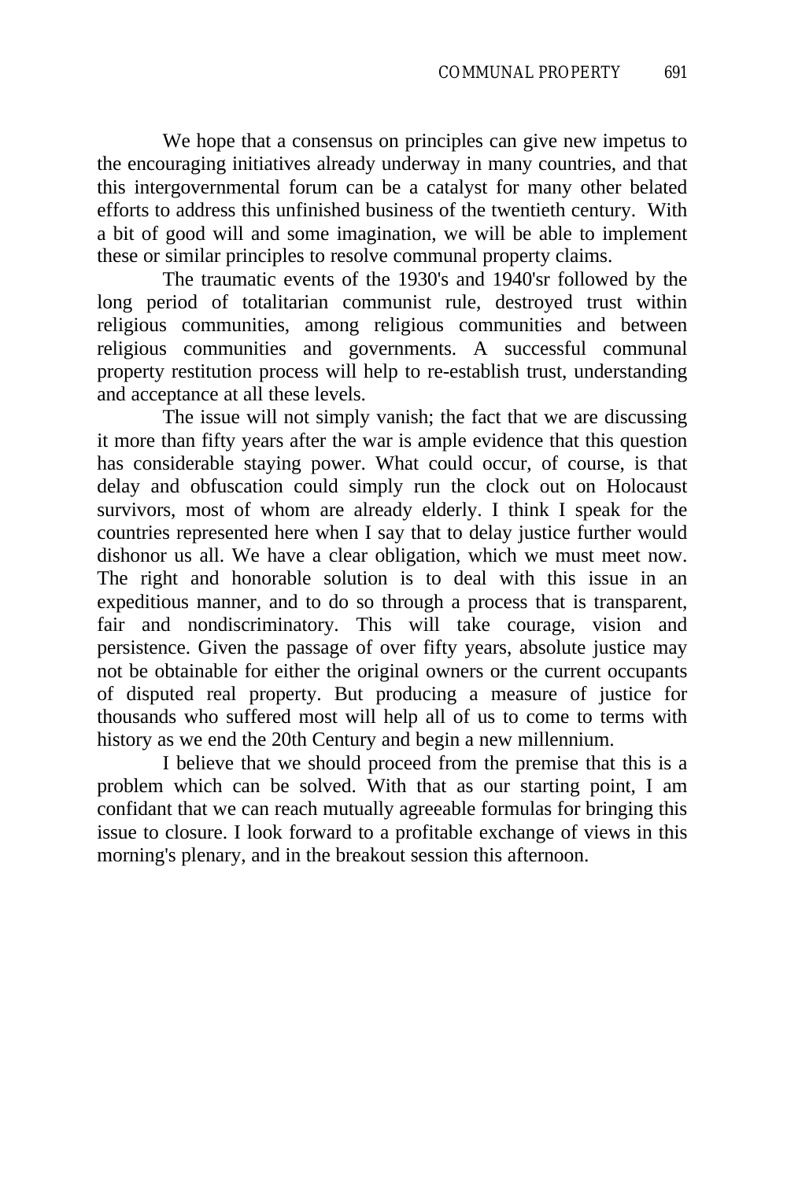We hope that a consensus on principles can give new impetus to the encouraging initiatives already underway in many countries, and that this intergovernmental forum can be a catalyst for many other belated efforts to address this unfinished business of the twentieth century. With a bit of good will and some imagination, we will be able to implement these or similar principles to resolve communal property claims.

The traumatic events of the 1930's and 1940'sr followed by the long period of totalitarian communist rule, destroyed trust within religious communities, among religious communities and between religious communities and governments. A successful communal property restitution process will help to re-establish trust, understanding and acceptance at all these levels.

The issue will not simply vanish; the fact that we are discussing it more than fifty years after the war is ample evidence that this question has considerable staying power. What could occur, of course, is that delay and obfuscation could simply run the clock out on Holocaust survivors, most of whom are already elderly. I think I speak for the countries represented here when I say that to delay justice further would dishonor us all. We have a clear obligation, which we must meet now. The right and honorable solution is to deal with this issue in an expeditious manner, and to do so through a process that is transparent, fair and nondiscriminatory. This will take courage, vision and persistence. Given the passage of over fifty years, absolute justice may not be obtainable for either the original owners or the current occupants of disputed real property. But producing a measure of justice for thousands who suffered most will help all of us to come to terms with history as we end the 20th Century and begin a new millennium.

I believe that we should proceed from the premise that this is a problem which can be solved. With that as our starting point, I am confidant that we can reach mutually agreeable formulas for bringing this issue to closure. I look forward to a profitable exchange of views in this morning's plenary, and in the breakout session this afternoon.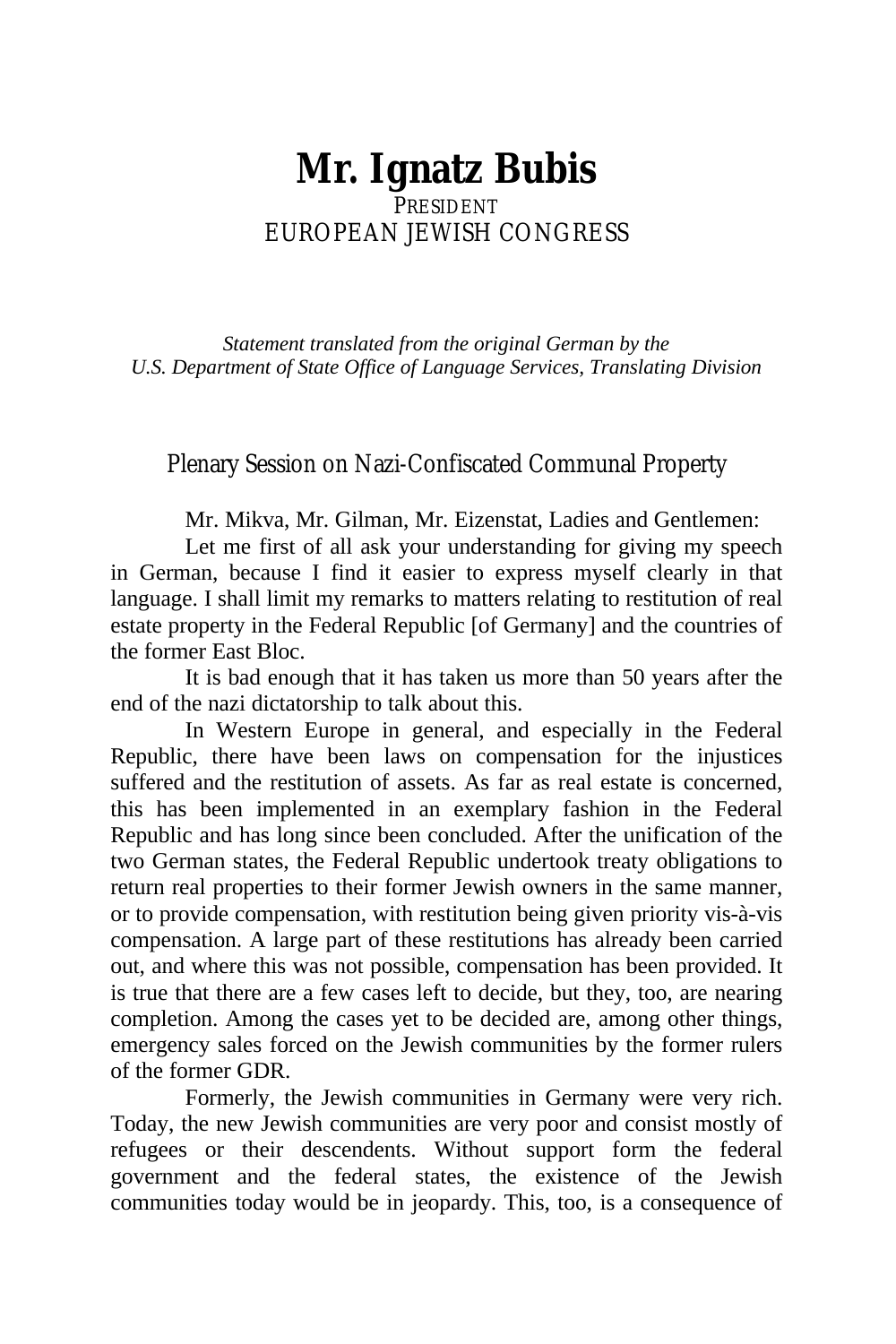# Mr. Ignatz Bubis

PRESIDENT
EUROPEAN JEWISH CONGRESS

*Statement translated from the original German by the U.S. Department of State Office of Language Services, Translating Division*

## Plenary Session on Nazi-Confiscated Communal Property

Mr. Mikva, Mr. Gilman, Mr. Eizenstat, Ladies and Gentlemen:

Let me first of all ask your understanding for giving my speech in German, because I find it easier to express myself clearly in that language. I shall limit my remarks to matters relating to restitution of real estate property in the Federal Republic [of Germany] and the countries of the former East Bloc.

It is bad enough that it has taken us more than 50 years after the end of the nazi dictatorship to talk about this.

In Western Europe in general, and especially in the Federal Republic, there have been laws on compensation for the injustices suffered and the restitution of assets. As far as real estate is concerned, this has been implemented in an exemplary fashion in the Federal Republic and has long since been concluded. After the unification of the two German states, the Federal Republic undertook treaty obligations to return real properties to their former Jewish owners in the same manner, or to provide compensation, with restitution being given priority vis-à-vis compensation. A large part of these restitutions has already been carried out, and where this was not possible, compensation has been provided. It is true that there are a few cases left to decide, but they, too, are nearing completion. Among the cases yet to be decided are, among other things, emergency sales forced on the Jewish communities by the former rulers of the former GDR.

Formerly, the Jewish communities in Germany were very rich. Today, the new Jewish communities are very poor and consist mostly of refugees or their descendents. Without support form the federal government and the federal states, the existence of the Jewish communities today would be in jeopardy. This, too, is a consequence of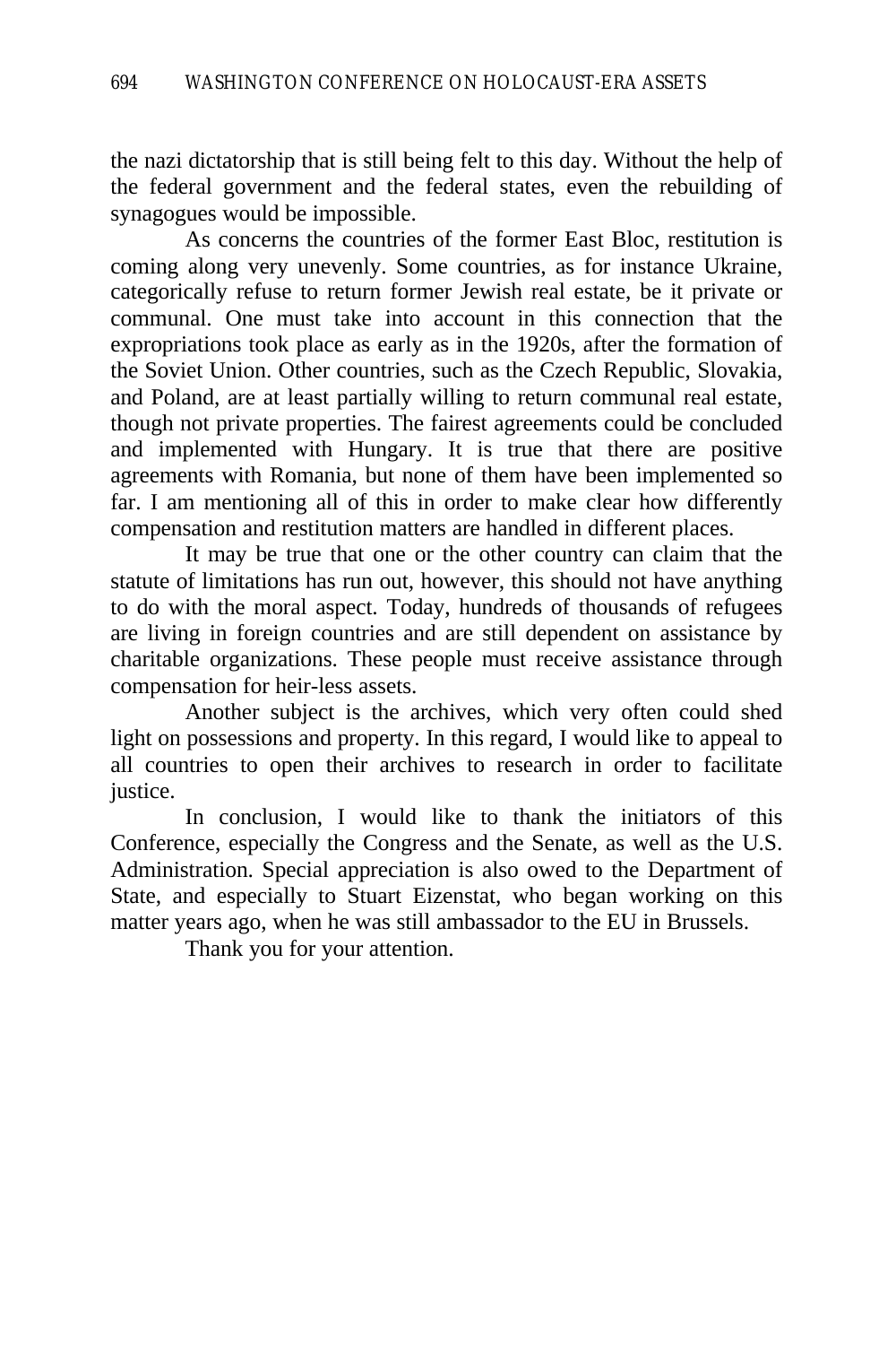the nazi dictatorship that is still being felt to this day. Without the help of the federal government and the federal states, even the rebuilding of synagogues would be impossible.

As concerns the countries of the former East Bloc, restitution is coming along very unevenly. Some countries, as for instance Ukraine, categorically refuse to return former Jewish real estate, be it private or communal. One must take into account in this connection that the expropriations took place as early as in the 1920s, after the formation of the Soviet Union. Other countries, such as the Czech Republic, Slovakia, and Poland, are at least partially willing to return communal real estate, though not private properties. The fairest agreements could be concluded and implemented with Hungary. It is true that there are positive agreements with Romania, but none of them have been implemented so far. I am mentioning all of this in order to make clear how differently compensation and restitution matters are handled in different places.

It may be true that one or the other country can claim that the statute of limitations has run out, however, this should not have anything to do with the moral aspect. Today, hundreds of thousands of refugees are living in foreign countries and are still dependent on assistance by charitable organizations. These people must receive assistance through compensation for heir-less assets.

Another subject is the archives, which very often could shed light on possessions and property. In this regard, I would like to appeal to all countries to open their archives to research in order to facilitate justice.

In conclusion, I would like to thank the initiators of this Conference, especially the Congress and the Senate, as well as the U.S. Administration. Special appreciation is also owed to the Department of State, and especially to Stuart Eizenstat, who began working on this matter years ago, when he was still ambassador to the EU in Brussels.

Thank you for your attention.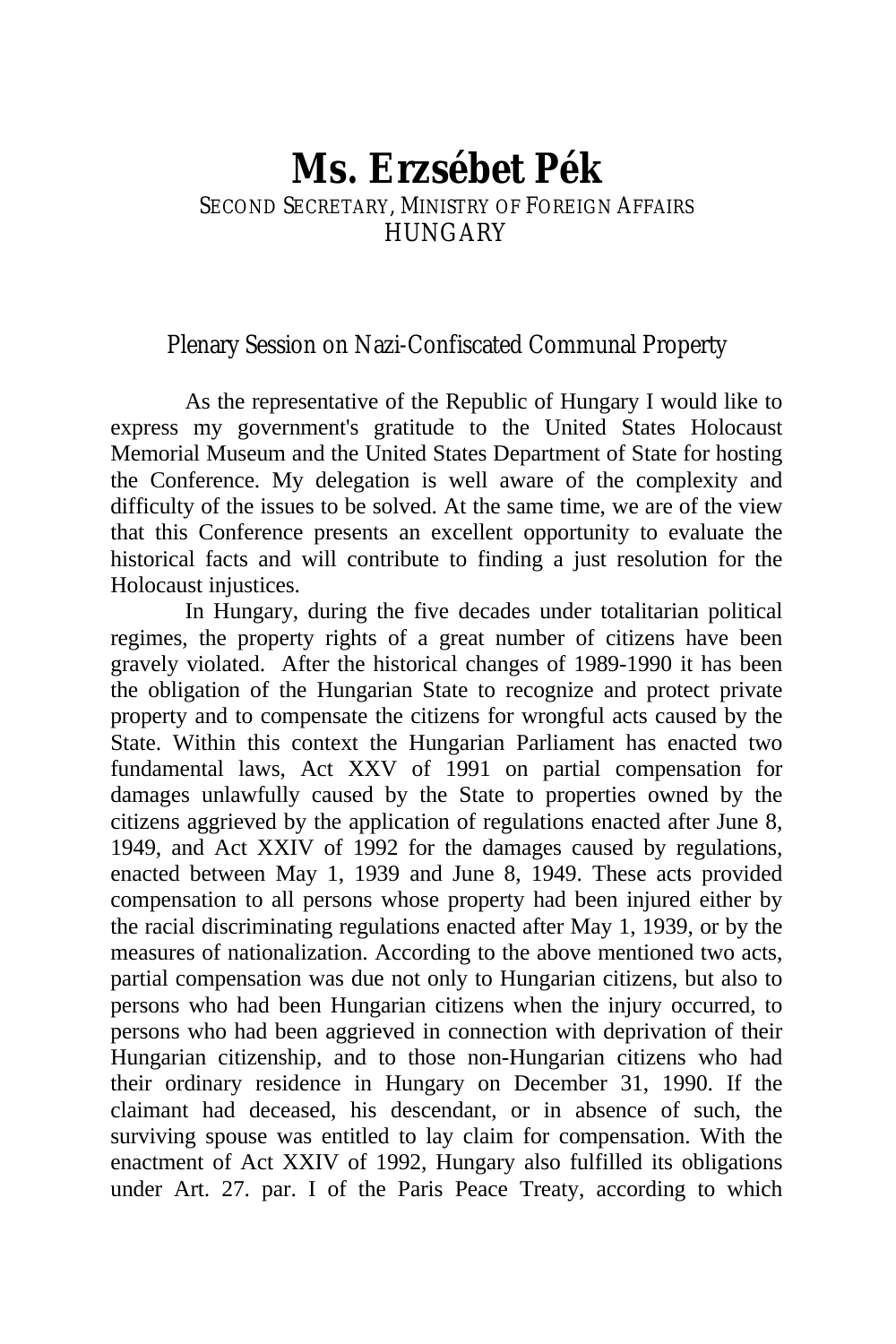# Ms. Erzsébet Pék

SECOND SECRETARY, MINISTRY OF FOREIGN AFFAIRS
HUNGARY

## Plenary Session on Nazi-Confiscated Communal Property

As the representative of the Republic of Hungary I would like to express my government's gratitude to the United States Holocaust Memorial Museum and the United States Department of State for hosting the Conference. My delegation is well aware of the complexity and difficulty of the issues to be solved. At the same time, we are of the view that this Conference presents an excellent opportunity to evaluate the historical facts and will contribute to finding a just resolution for the Holocaust injustices.

In Hungary, during the five decades under totalitarian political regimes, the property rights of a great number of citizens have been gravely violated. After the historical changes of 1989-1990 it has been the obligation of the Hungarian State to recognize and protect private property and to compensate the citizens for wrongful acts caused by the State. Within this context the Hungarian Parliament has enacted two fundamental laws, Act XXV of 1991 on partial compensation for damages unlawfully caused by the State to properties owned by the citizens aggrieved by the application of regulations enacted after June 8, 1949, and Act XXIV of 1992 for the damages caused by regulations, enacted between May 1, 1939 and June 8, 1949. These acts provided compensation to all persons whose property had been injured either by the racial discriminating regulations enacted after May 1, 1939, or by the measures of nationalization. According to the above mentioned two acts, partial compensation was due not only to Hungarian citizens, but also to persons who had been Hungarian citizens when the injury occurred, to persons who had been aggrieved in connection with deprivation of their Hungarian citizenship, and to those non-Hungarian citizens who had their ordinary residence in Hungary on December 31, 1990. If the claimant had deceased, his descendant, or in absence of such, the surviving spouse was entitled to lay claim for compensation. With the enactment of Act XXIV of 1992, Hungary also fulfilled its obligations under Art. 27. par. I of the Paris Peace Treaty, according to which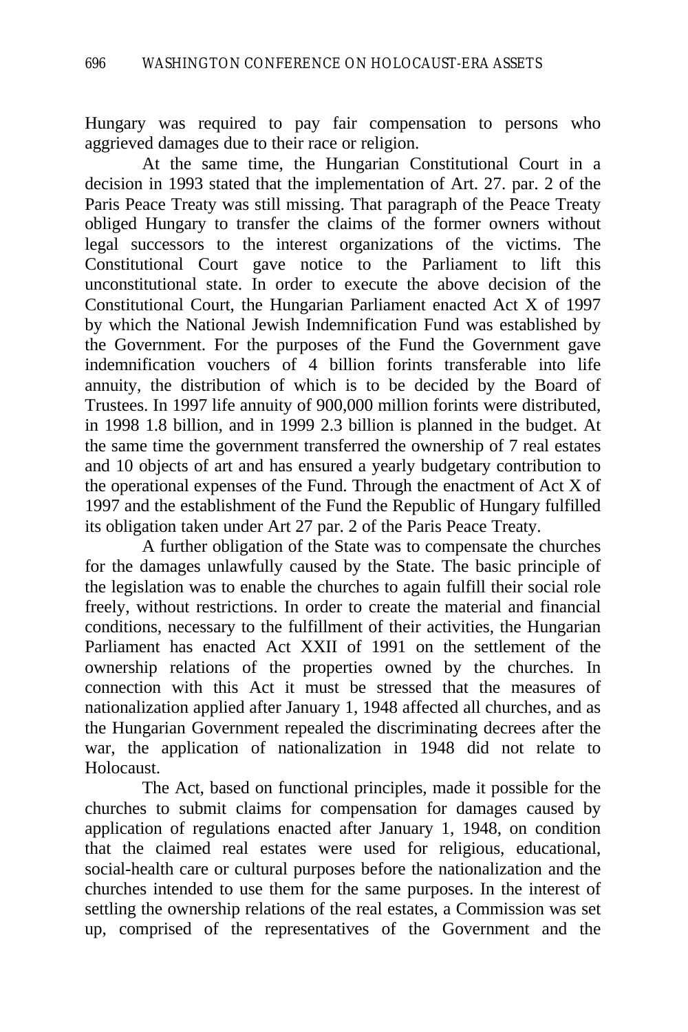Hungary was required to pay fair compensation to persons who aggrieved damages due to their race or religion.

At the same time, the Hungarian Constitutional Court in a decision in 1993 stated that the implementation of Art. 27. par. 2 of the Paris Peace Treaty was still missing. That paragraph of the Peace Treaty obliged Hungary to transfer the claims of the former owners without legal successors to the interest organizations of the victims. The Constitutional Court gave notice to the Parliament to lift this unconstitutional state. In order to execute the above decision of the Constitutional Court, the Hungarian Parliament enacted Act X of 1997 by which the National Jewish Indemnification Fund was established by the Government. For the purposes of the Fund the Government gave indemnification vouchers of 4 billion forints transferable into life annuity, the distribution of which is to be decided by the Board of Trustees. In 1997 life annuity of 900,000 million forints were distributed, in 1998 1.8 billion, and in 1999 2.3 billion is planned in the budget. At the same time the government transferred the ownership of 7 real estates and 10 objects of art and has ensured a yearly budgetary contribution to the operational expenses of the Fund. Through the enactment of Act X of 1997 and the establishment of the Fund the Republic of Hungary fulfilled its obligation taken under Art 27 par. 2 of the Paris Peace Treaty.

A further obligation of the State was to compensate the churches for the damages unlawfully caused by the State. The basic principle of the legislation was to enable the churches to again fulfill their social role freely, without restrictions. In order to create the material and financial conditions, necessary to the fulfillment of their activities, the Hungarian Parliament has enacted Act XXII of 1991 on the settlement of the ownership relations of the properties owned by the churches. In connection with this Act it must be stressed that the measures of nationalization applied after January 1, 1948 affected all churches, and as the Hungarian Government repealed the discriminating decrees after the war, the application of nationalization in 1948 did not relate to Holocaust.

The Act, based on functional principles, made it possible for the churches to submit claims for compensation for damages caused by application of regulations enacted after January 1, 1948, on condition that the claimed real estates were used for religious, educational, social-health care or cultural purposes before the nationalization and the churches intended to use them for the same purposes. In the interest of settling the ownership relations of the real estates, a Commission was set up, comprised of the representatives of the Government and the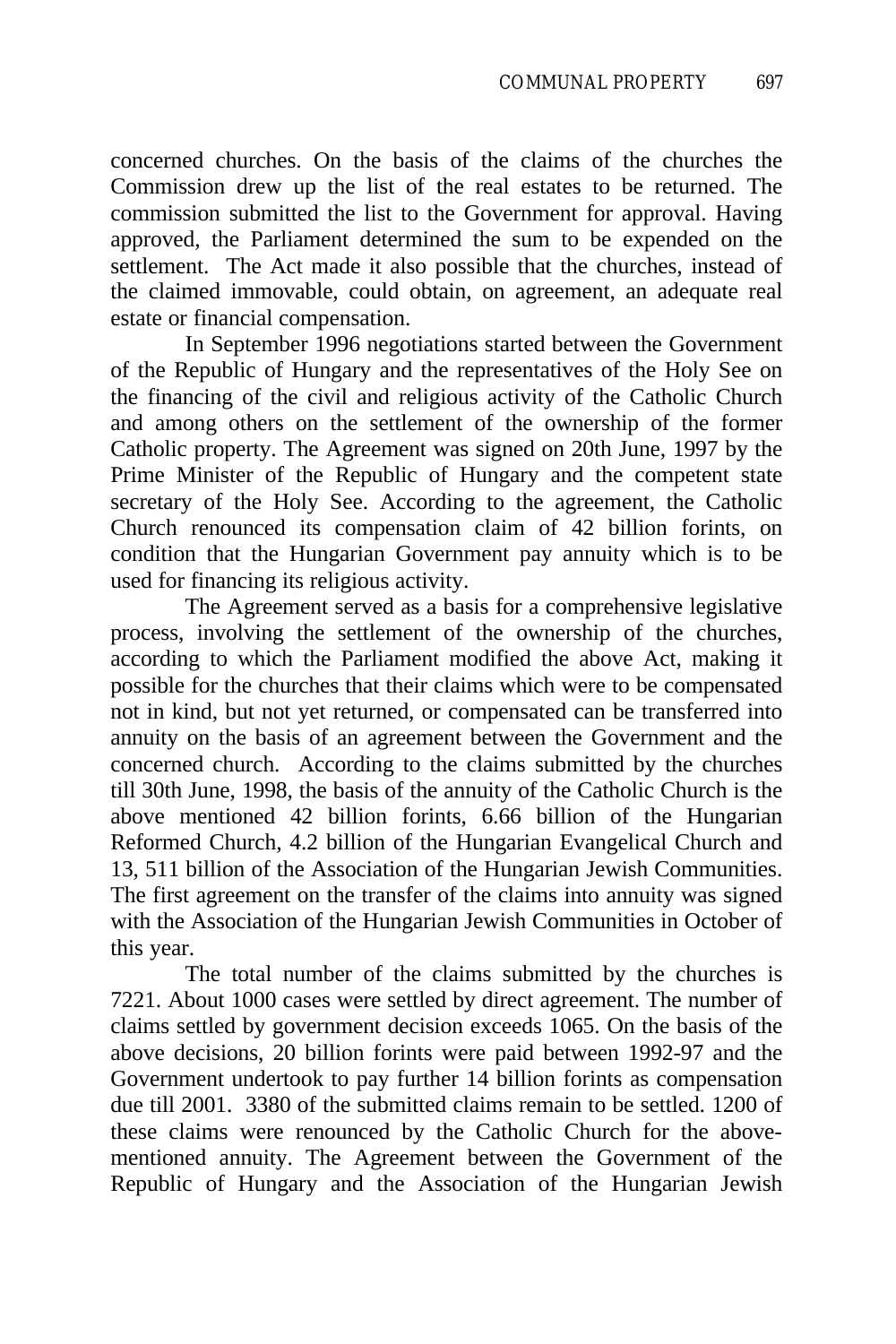concerned churches. On the basis of the claims of the churches the Commission drew up the list of the real estates to be returned. The commission submitted the list to the Government for approval. Having approved, the Parliament determined the sum to be expended on the settlement. The Act made it also possible that the churches, instead of the claimed immovable, could obtain, on agreement, an adequate real estate or financial compensation.

In September 1996 negotiations started between the Government of the Republic of Hungary and the representatives of the Holy See on the financing of the civil and religious activity of the Catholic Church and among others on the settlement of the ownership of the former Catholic property. The Agreement was signed on 20th June, 1997 by the Prime Minister of the Republic of Hungary and the competent state secretary of the Holy See. According to the agreement, the Catholic Church renounced its compensation claim of 42 billion forints, on condition that the Hungarian Government pay annuity which is to be used for financing its religious activity.

The Agreement served as a basis for a comprehensive legislative process, involving the settlement of the ownership of the churches, according to which the Parliament modified the above Act, making it possible for the churches that their claims which were to be compensated not in kind, but not yet returned, or compensated can be transferred into annuity on the basis of an agreement between the Government and the concerned church. According to the claims submitted by the churches till 30th June, 1998, the basis of the annuity of the Catholic Church is the above mentioned 42 billion forints, 6.66 billion of the Hungarian Reformed Church, 4.2 billion of the Hungarian Evangelical Church and 13, 511 billion of the Association of the Hungarian Jewish Communities. The first agreement on the transfer of the claims into annuity was signed with the Association of the Hungarian Jewish Communities in October of this year.

The total number of the claims submitted by the churches is 7221. About 1000 cases were settled by direct agreement. The number of claims settled by government decision exceeds 1065. On the basis of the above decisions, 20 billion forints were paid between 1992-97 and the Government undertook to pay further 14 billion forints as compensation due till 2001. 3380 of the submitted claims remain to be settled. 1200 of these claims were renounced by the Catholic Church for the above-mentioned annuity. The Agreement between the Government of the Republic of Hungary and the Association of the Hungarian Jewish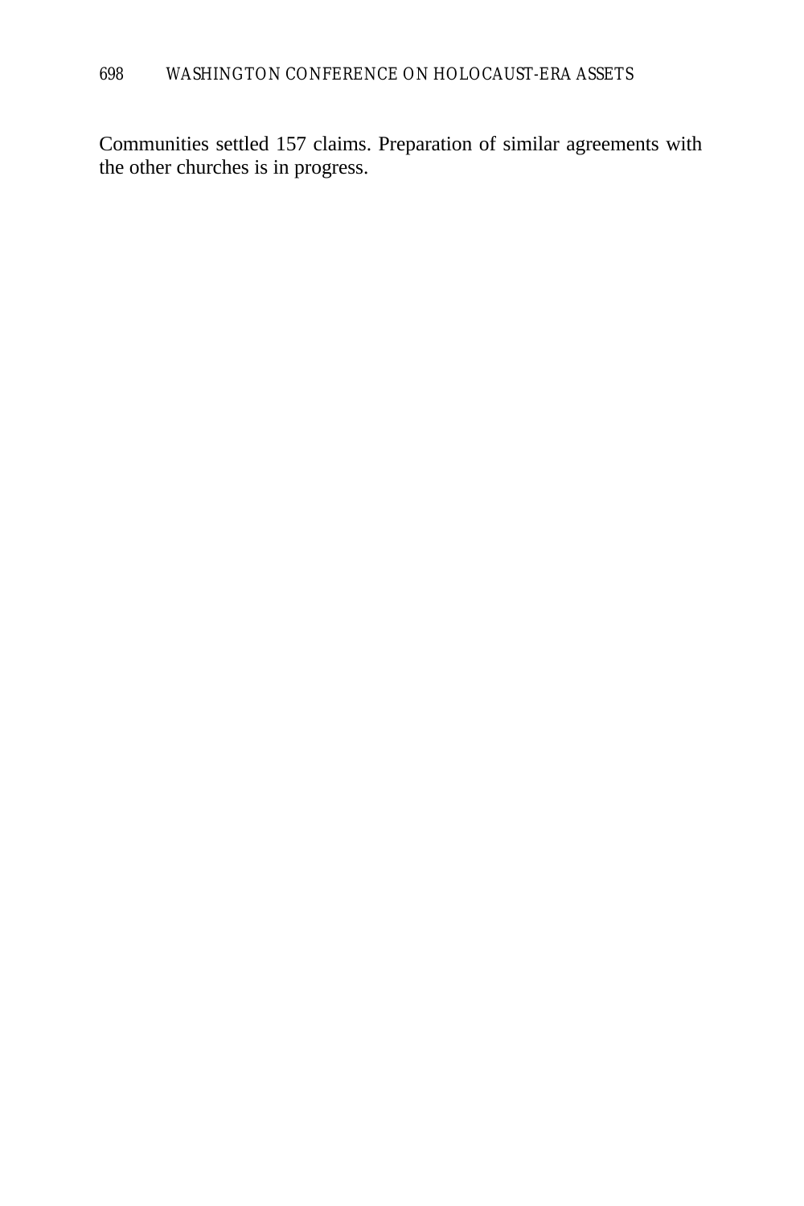Communities settled 157 claims. Preparation of similar agreements with the other churches is in progress.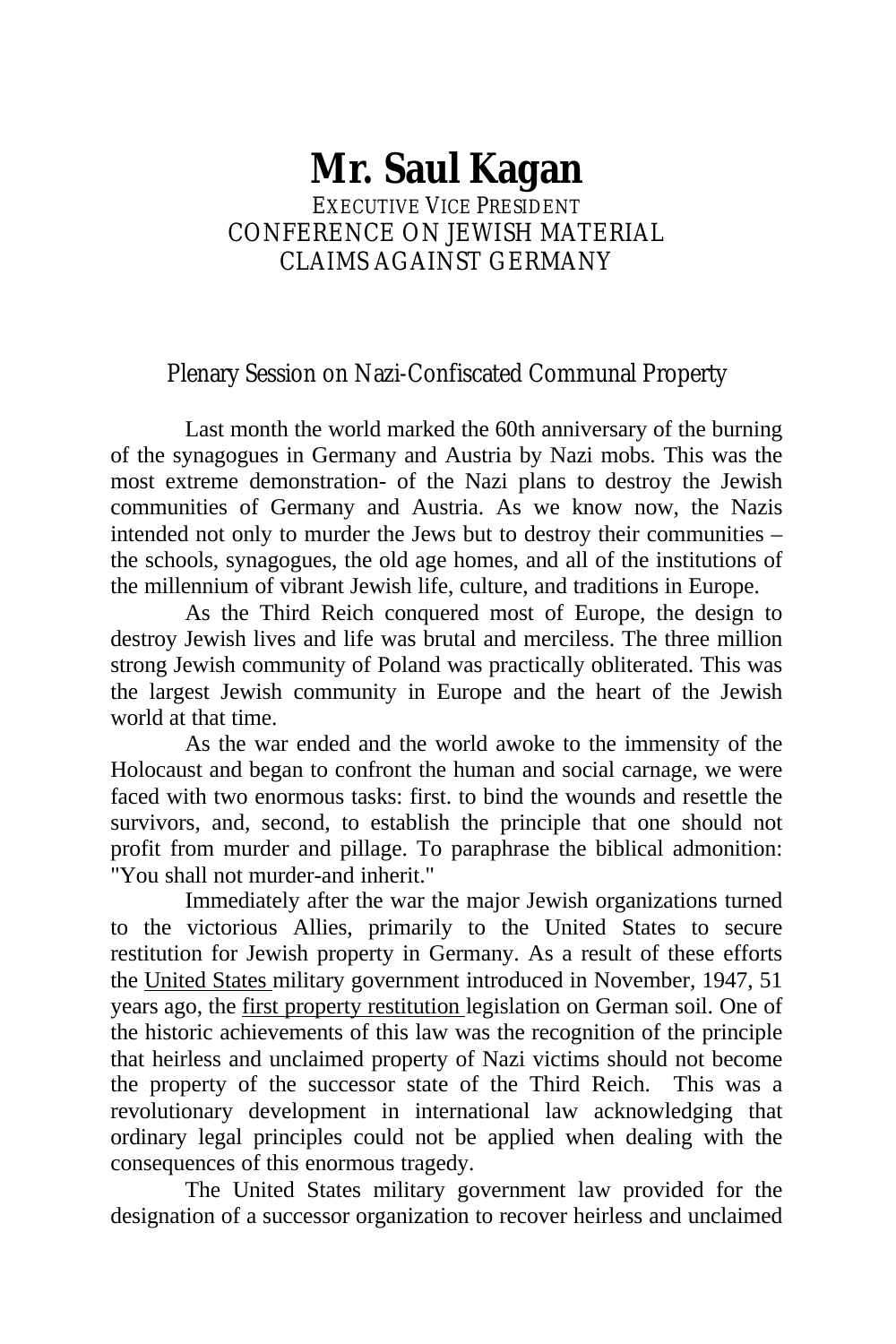# Mr. Saul Kagan

EXECUTIVE VICE PRESIDENT
CONFERENCE ON JEWISH MATERIAL
CLAIMS AGAINST GERMANY

## Plenary Session on Nazi-Confiscated Communal Property

Last month the world marked the 60th anniversary of the burning of the synagogues in Germany and Austria by Nazi mobs. This was the most extreme demonstration- of the Nazi plans to destroy the Jewish communities of Germany and Austria. As we know now, the Nazis intended not only to murder the Jews but to destroy their communities – the schools, synagogues, the old age homes, and all of the institutions of the millennium of vibrant Jewish life, culture, and traditions in Europe.

As the Third Reich conquered most of Europe, the design to destroy Jewish lives and life was brutal and merciless. The three million strong Jewish community of Poland was practically obliterated. This was the largest Jewish community in Europe and the heart of the Jewish world at that time.

As the war ended and the world awoke to the immensity of the Holocaust and began to confront the human and social carnage, we were faced with two enormous tasks: first. to bind the wounds and resettle the survivors, and, second, to establish the principle that one should not profit from murder and pillage. To paraphrase the biblical admonition: "You shall not murder-and inherit."

Immediately after the war the major Jewish organizations turned to the victorious Allies, primarily to the United States to secure restitution for Jewish property in Germany. As a result of these efforts the United States military government introduced in November, 1947, 51 years ago, the first property restitution legislation on German soil. One of the historic achievements of this law was the recognition of the principle that heirless and unclaimed property of Nazi victims should not become the property of the successor state of the Third Reich. This was a revolutionary development in international law acknowledging that ordinary legal principles could not be applied when dealing with the consequences of this enormous tragedy.

The United States military government law provided for the designation of a successor organization to recover heirless and unclaimed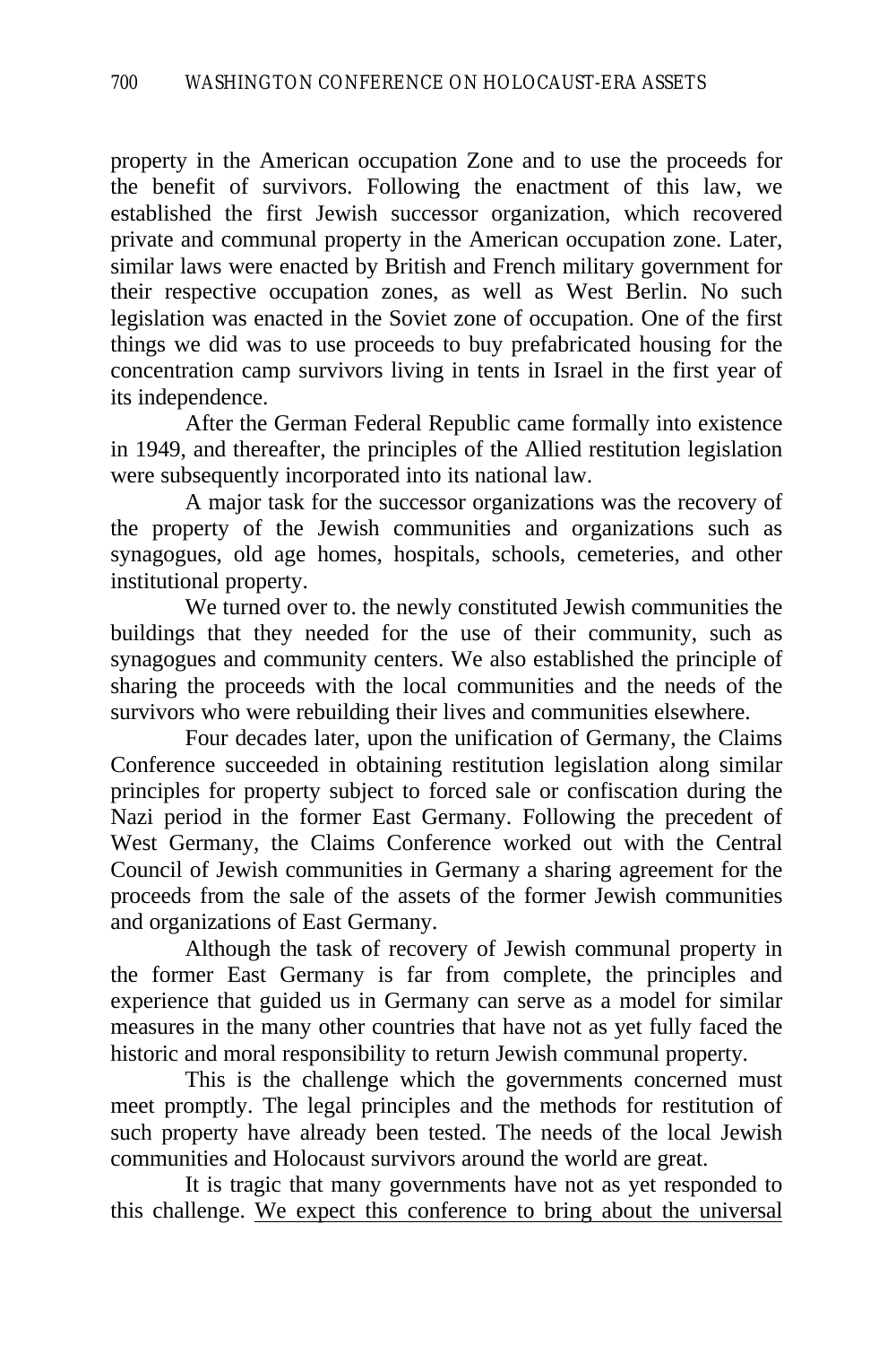property in the American occupation Zone and to use the proceeds for the benefit of survivors. Following the enactment of this law, we established the first Jewish successor organization, which recovered private and communal property in the American occupation zone. Later, similar laws were enacted by British and French military government for their respective occupation zones, as well as West Berlin. No such legislation was enacted in the Soviet zone of occupation. One of the first things we did was to use proceeds to buy prefabricated housing for the concentration camp survivors living in tents in Israel in the first year of its independence.

After the German Federal Republic came formally into existence in 1949, and thereafter, the principles of the Allied restitution legislation were subsequently incorporated into its national law.

A major task for the successor organizations was the recovery of the property of the Jewish communities and organizations such as synagogues, old age homes, hospitals, schools, cemeteries, and other institutional property.

We turned over to. the newly constituted Jewish communities the buildings that they needed for the use of their community, such as synagogues and community centers. We also established the principle of sharing the proceeds with the local communities and the needs of the survivors who were rebuilding their lives and communities elsewhere.

Four decades later, upon the unification of Germany, the Claims Conference succeeded in obtaining restitution legislation along similar principles for property subject to forced sale or confiscation during the Nazi period in the former East Germany. Following the precedent of West Germany, the Claims Conference worked out with the Central Council of Jewish communities in Germany a sharing agreement for the proceeds from the sale of the assets of the former Jewish communities and organizations of East Germany.

Although the task of recovery of Jewish communal property in the former East Germany is far from complete, the principles and experience that guided us in Germany can serve as a model for similar measures in the many other countries that have not as yet fully faced the historic and moral responsibility to return Jewish communal property.

This is the challenge which the governments concerned must meet promptly. The legal principles and the methods for restitution of such property have already been tested. The needs of the local Jewish communities and Holocaust survivors around the world are great.

It is tragic that many governments have not as yet responded to this challenge. <u>We expect this conference to bring about the universal</u>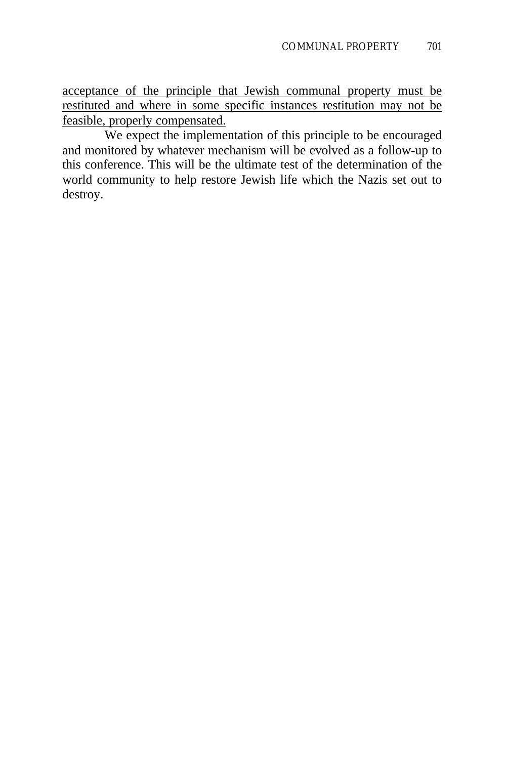<u>acceptance of the principle that Jewish communal property must be restituted and where in some specific instances restitution may not be feasible, properly compensated.</u>

We expect the implementation of this principle to be encouraged and monitored by whatever mechanism will be evolved as a follow-up to this conference. This will be the ultimate test of the determination of the world community to help restore Jewish life which the Nazis set out to destroy.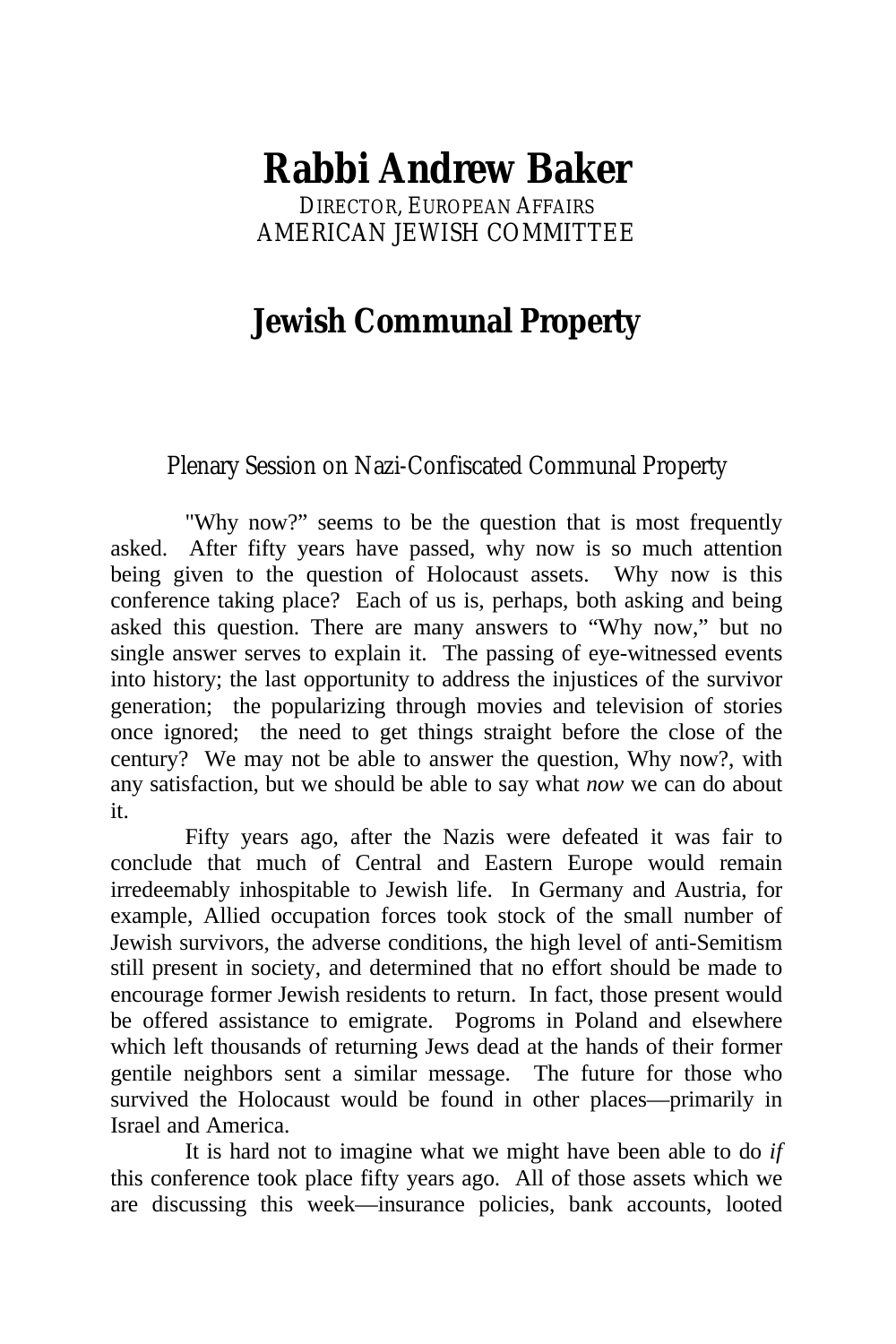# Rabbi Andrew Baker

DIRECTOR, EUROPEAN AFFAIRS
AMERICAN JEWISH COMMITTEE

## Jewish Communal Property

### Plenary Session on Nazi-Confiscated Communal Property

"Why now?" seems to be the question that is most frequently asked. After fifty years have passed, why now is so much attention being given to the question of Holocaust assets. Why now is this conference taking place? Each of us is, perhaps, both asking and being asked this question. There are many answers to "Why now," but no single answer serves to explain it. The passing of eye-witnessed events into history; the last opportunity to address the injustices of the survivor generation; the popularizing through movies and television of stories once ignored; the need to get things straight before the close of the century? We may not be able to answer the question, Why now?, with any satisfaction, but we should be able to say what *now* we can do about it.

Fifty years ago, after the Nazis were defeated it was fair to conclude that much of Central and Eastern Europe would remain irredeemably inhospitable to Jewish life. In Germany and Austria, for example, Allied occupation forces took stock of the small number of Jewish survivors, the adverse conditions, the high level of anti-Semitism still present in society, and determined that no effort should be made to encourage former Jewish residents to return. In fact, those present would be offered assistance to emigrate. Pogroms in Poland and elsewhere which left thousands of returning Jews dead at the hands of their former gentile neighbors sent a similar message. The future for those who survived the Holocaust would be found in other places—primarily in Israel and America.

It is hard not to imagine what we might have been able to do *if* this conference took place fifty years ago. All of those assets which we are discussing this week—insurance policies, bank accounts, looted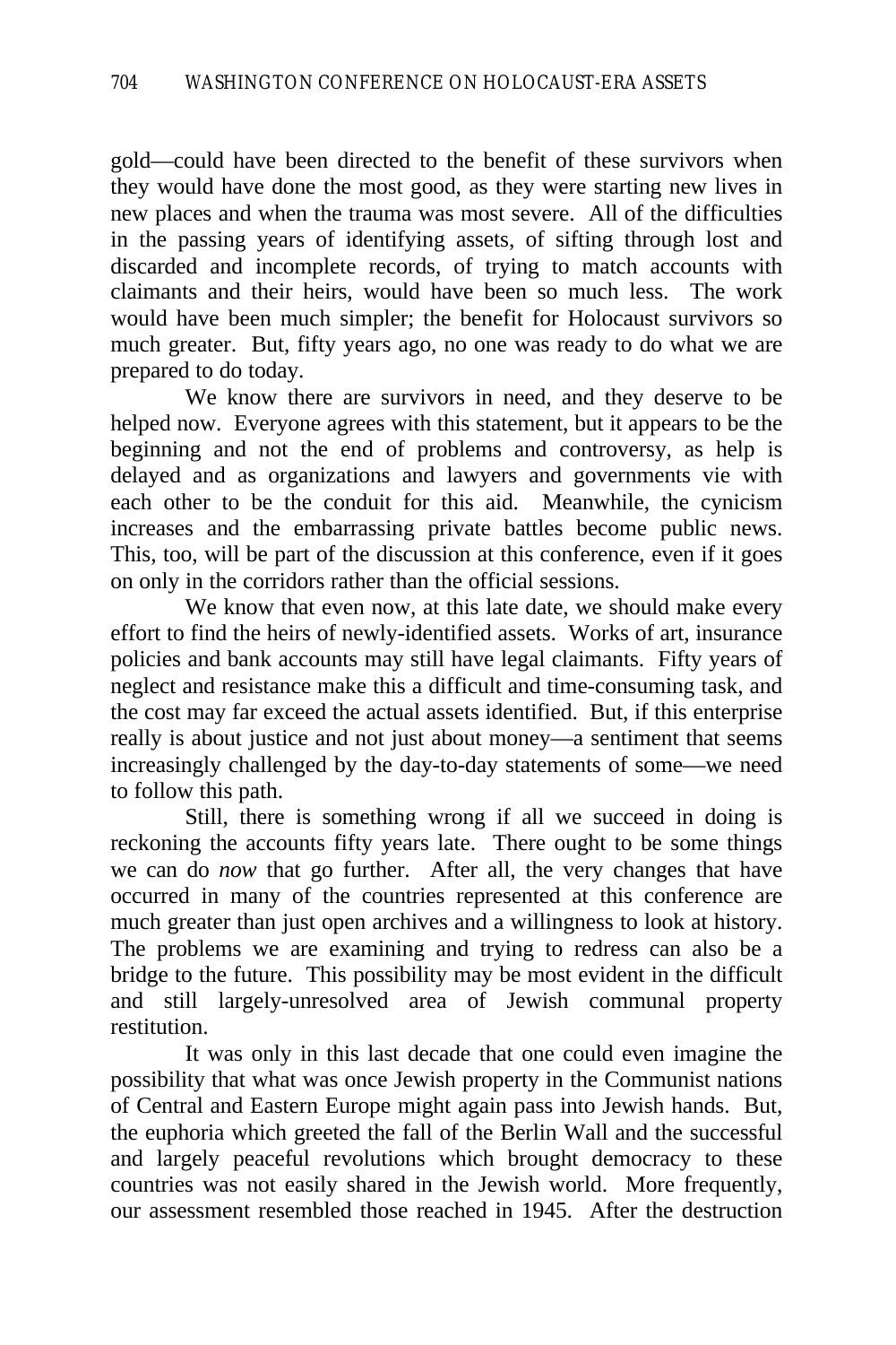gold—could have been directed to the benefit of these survivors when they would have done the most good, as they were starting new lives in new places and when the trauma was most severe. All of the difficulties in the passing years of identifying assets, of sifting through lost and discarded and incomplete records, of trying to match accounts with claimants and their heirs, would have been so much less. The work would have been much simpler; the benefit for Holocaust survivors so much greater. But, fifty years ago, no one was ready to do what we are prepared to do today.

We know there are survivors in need, and they deserve to be helped now. Everyone agrees with this statement, but it appears to be the beginning and not the end of problems and controversy, as help is delayed and as organizations and lawyers and governments vie with each other to be the conduit for this aid. Meanwhile, the cynicism increases and the embarrassing private battles become public news. This, too, will be part of the discussion at this conference, even if it goes on only in the corridors rather than the official sessions.

We know that even now, at this late date, we should make every effort to find the heirs of newly-identified assets. Works of art, insurance policies and bank accounts may still have legal claimants. Fifty years of neglect and resistance make this a difficult and time-consuming task, and the cost may far exceed the actual assets identified. But, if this enterprise really is about justice and not just about money—a sentiment that seems increasingly challenged by the day-to-day statements of some—we need to follow this path.

Still, there is something wrong if all we succeed in doing is reckoning the accounts fifty years late. There ought to be some things we can do *now* that go further. After all, the very changes that have occurred in many of the countries represented at this conference are much greater than just open archives and a willingness to look at history. The problems we are examining and trying to redress can also be a bridge to the future. This possibility may be most evident in the difficult and still largely-unresolved area of Jewish communal property restitution.

It was only in this last decade that one could even imagine the possibility that what was once Jewish property in the Communist nations of Central and Eastern Europe might again pass into Jewish hands. But, the euphoria which greeted the fall of the Berlin Wall and the successful and largely peaceful revolutions which brought democracy to these countries was not easily shared in the Jewish world. More frequently, our assessment resembled those reached in 1945. After the destruction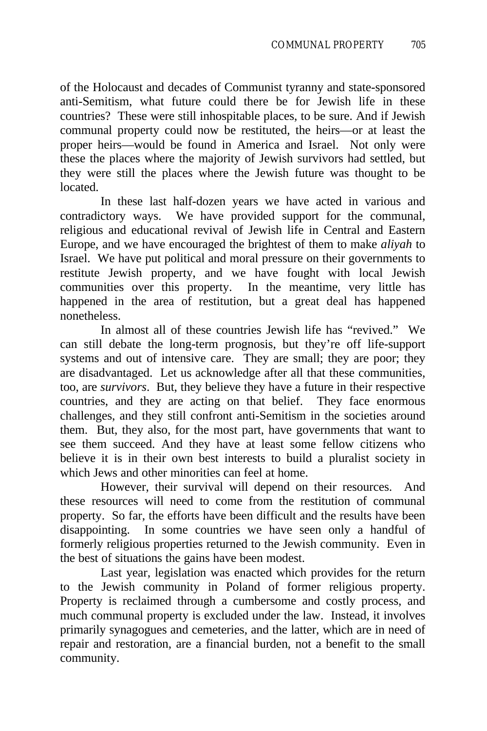of the Holocaust and decades of Communist tyranny and state-sponsored anti-Semitism, what future could there be for Jewish life in these countries? These were still inhospitable places, to be sure. And if Jewish communal property could now be restituted, the heirs—or at least the proper heirs—would be found in America and Israel. Not only were these the places where the majority of Jewish survivors had settled, but they were still the places where the Jewish future was thought to be located.

In these last half-dozen years we have acted in various and contradictory ways. We have provided support for the communal, religious and educational revival of Jewish life in Central and Eastern Europe, and we have encouraged the brightest of them to make *aliyah* to Israel. We have put political and moral pressure on their governments to restitute Jewish property, and we have fought with local Jewish communities over this property. In the meantime, very little has happened in the area of restitution, but a great deal has happened nonetheless.

In almost all of these countries Jewish life has "revived." We can still debate the long-term prognosis, but they're off life-support systems and out of intensive care. They are small; they are poor; they are disadvantaged. Let us acknowledge after all that these communities, too, are *survivors*. But, they believe they have a future in their respective countries, and they are acting on that belief. They face enormous challenges, and they still confront anti-Semitism in the societies around them. But, they also, for the most part, have governments that want to see them succeed. And they have at least some fellow citizens who believe it is in their own best interests to build a pluralist society in which Jews and other minorities can feel at home.

However, their survival will depend on their resources. And these resources will need to come from the restitution of communal property. So far, the efforts have been difficult and the results have been disappointing. In some countries we have seen only a handful of formerly religious properties returned to the Jewish community. Even in the best of situations the gains have been modest.

Last year, legislation was enacted which provides for the return to the Jewish community in Poland of former religious property. Property is reclaimed through a cumbersome and costly process, and much communal property is excluded under the law. Instead, it involves primarily synagogues and cemeteries, and the latter, which are in need of repair and restoration, are a financial burden, not a benefit to the small community.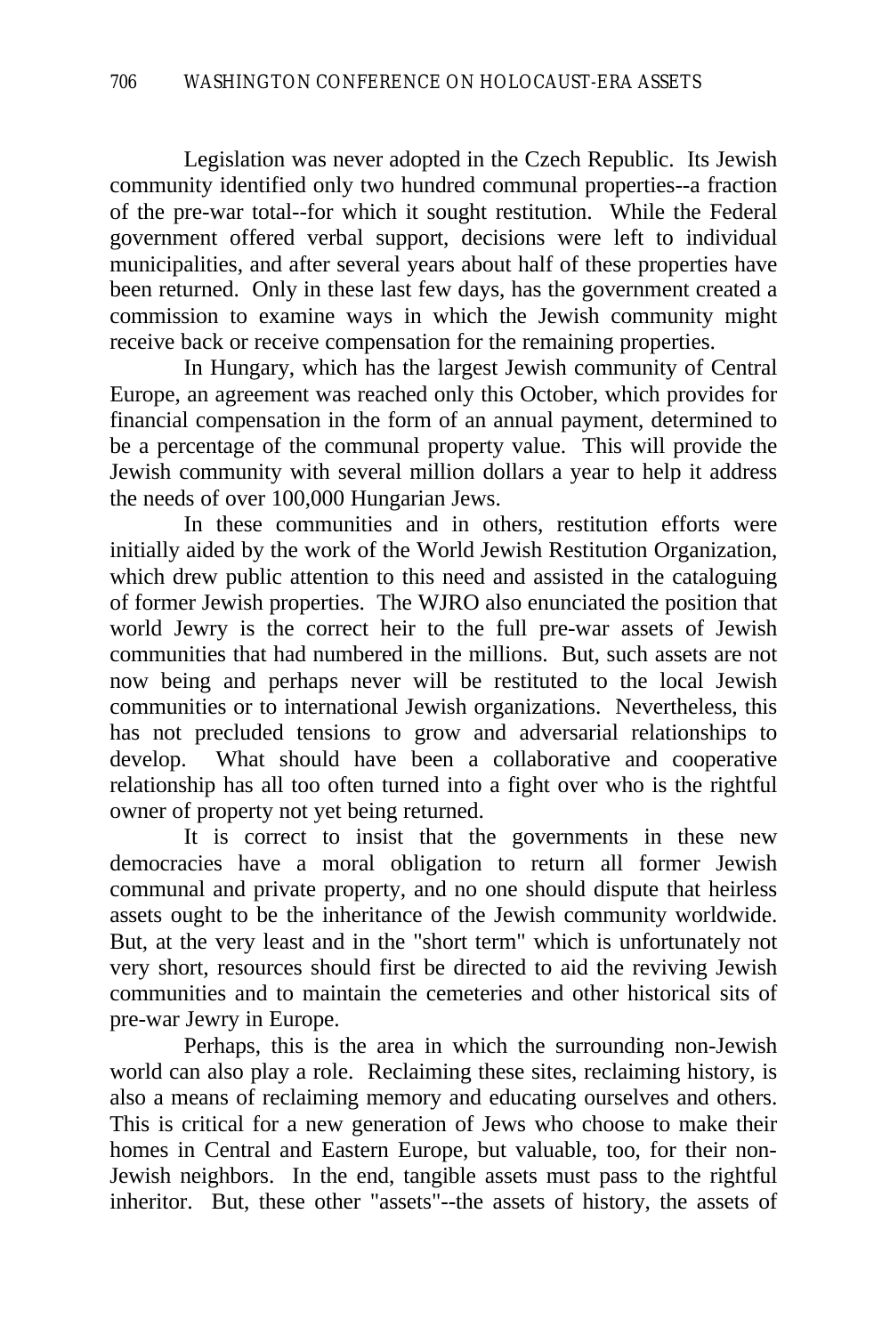Legislation was never adopted in the Czech Republic. Its Jewish community identified only two hundred communal properties--a fraction of the pre-war total--for which it sought restitution. While the Federal government offered verbal support, decisions were left to individual municipalities, and after several years about half of these properties have been returned. Only in these last few days, has the government created a commission to examine ways in which the Jewish community might receive back or receive compensation for the remaining properties.

In Hungary, which has the largest Jewish community of Central Europe, an agreement was reached only this October, which provides for financial compensation in the form of an annual payment, determined to be a percentage of the communal property value. This will provide the Jewish community with several million dollars a year to help it address the needs of over 100,000 Hungarian Jews.

In these communities and in others, restitution efforts were initially aided by the work of the World Jewish Restitution Organization, which drew public attention to this need and assisted in the cataloguing of former Jewish properties. The WJRO also enunciated the position that world Jewry is the correct heir to the full pre-war assets of Jewish communities that had numbered in the millions. But, such assets are not now being and perhaps never will be restituted to the local Jewish communities or to international Jewish organizations. Nevertheless, this has not precluded tensions to grow and adversarial relationships to develop. What should have been a collaborative and cooperative relationship has all too often turned into a fight over who is the rightful owner of property not yet being returned.

It is correct to insist that the governments in these new democracies have a moral obligation to return all former Jewish communal and private property, and no one should dispute that heirless assets ought to be the inheritance of the Jewish community worldwide. But, at the very least and in the "short term" which is unfortunately not very short, resources should first be directed to aid the reviving Jewish communities and to maintain the cemeteries and other historical sits of pre-war Jewry in Europe.

Perhaps, this is the area in which the surrounding non-Jewish world can also play a role. Reclaiming these sites, reclaiming history, is also a means of reclaiming memory and educating ourselves and others. This is critical for a new generation of Jews who choose to make their homes in Central and Eastern Europe, but valuable, too, for their non-Jewish neighbors. In the end, tangible assets must pass to the rightful inheritor. But, these other "assets"--the assets of history, the assets of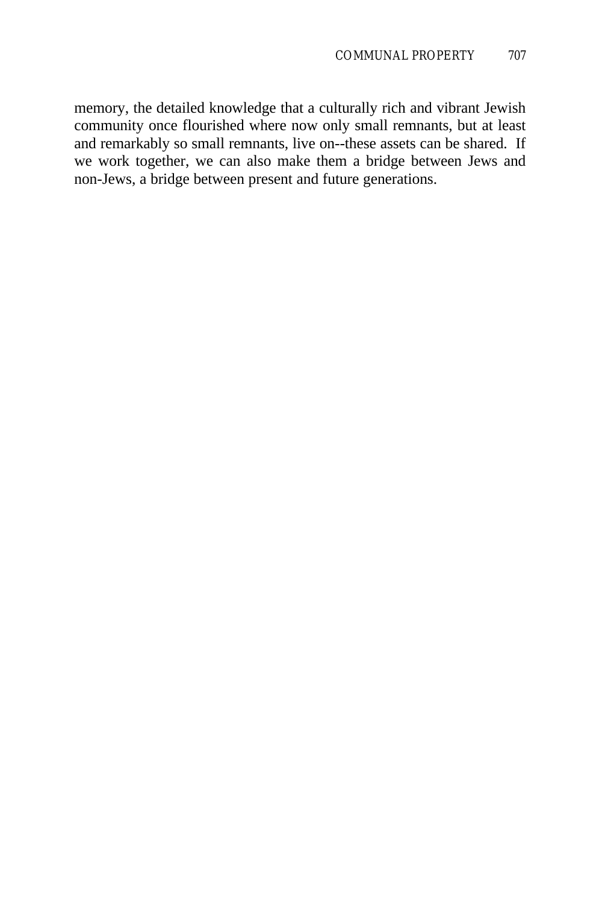memory, the detailed knowledge that a culturally rich and vibrant Jewish community once flourished where now only small remnants, but at least and remarkably so small remnants, live on--these assets can be shared. If we work together, we can also make them a bridge between Jews and non-Jews, a bridge between present and future generations.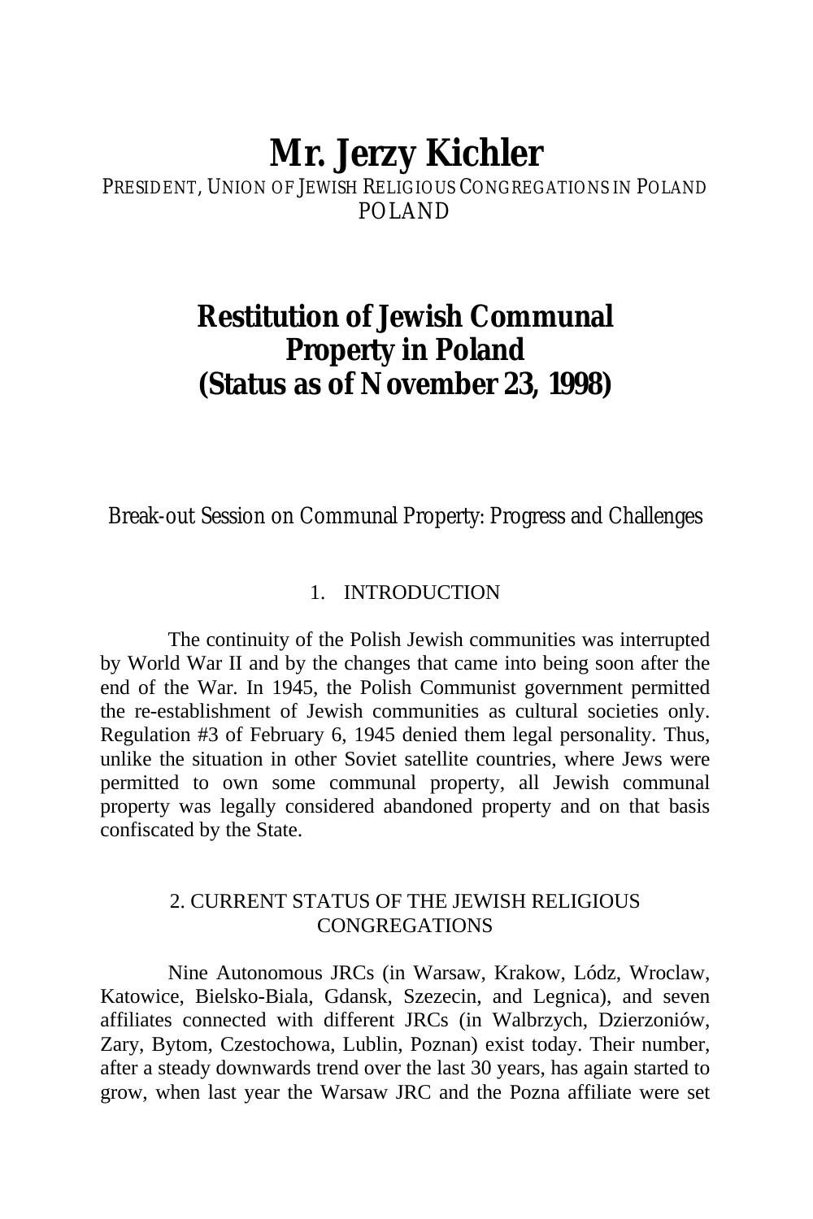# Mr. Jerzy Kichler

PRESIDENT, UNION OF JEWISH RELIGIOUS CONGREGATIONS IN POLAND
POLAND

## Restitution of Jewish Communal Property in Poland (Status as of November 23, 1998)

Break-out Session on Communal Property: Progress and Challenges

### 1. INTRODUCTION

The continuity of the Polish Jewish communities was interrupted by World War II and by the changes that came into being soon after the end of the War. In 1945, the Polish Communist government permitted the re-establishment of Jewish communities as cultural societies only. Regulation #3 of February 6, 1945 denied them legal personality. Thus, unlike the situation in other Soviet satellite countries, where Jews were permitted to own some communal property, all Jewish communal property was legally considered abandoned property and on that basis confiscated by the State.

### 2. CURRENT STATUS OF THE JEWISH RELIGIOUS CONGREGATIONS

Nine Autonomous JRCs (in Warsaw, Krakow, Lódz, Wroclaw, Katowice, Bielsko-Biala, Gdansk, Szezecin, and Legnica), and seven affiliates connected with different JRCs (in Walbrzych, Dzierzoniów, Zary, Bytom, Czestochowa, Lublin, Poznan) exist today. Their number, after a steady downwards trend over the last 30 years, has again started to grow, when last year the Warsaw JRC and the Pozna affiliate were set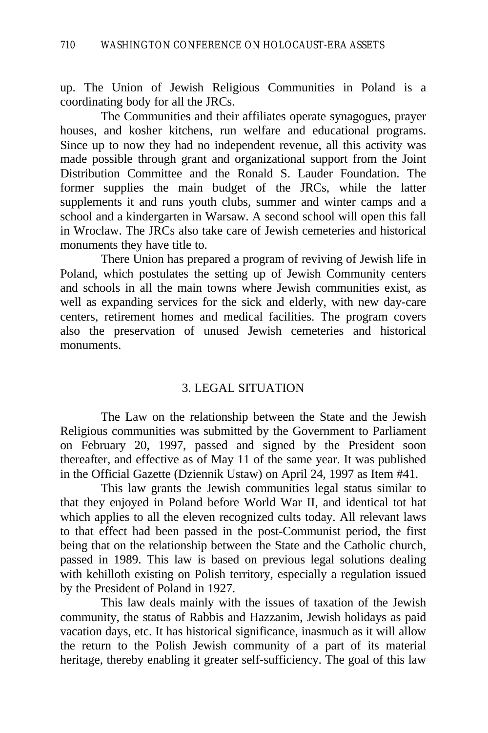up. The Union of Jewish Religious Communities in Poland is a coordinating body for all the JRCs.

The Communities and their affiliates operate synagogues, prayer houses, and kosher kitchens, run welfare and educational programs. Since up to now they had no independent revenue, all this activity was made possible through grant and organizational support from the Joint Distribution Committee and the Ronald S. Lauder Foundation. The former supplies the main budget of the JRCs, while the latter supplements it and runs youth clubs, summer and winter camps and a school and a kindergarten in Warsaw. A second school will open this fall in Wroclaw. The JRCs also take care of Jewish cemeteries and historical monuments they have title to.

There Union has prepared a program of reviving of Jewish life in Poland, which postulates the setting up of Jewish Community centers and schools in all the main towns where Jewish communities exist, as well as expanding services for the sick and elderly, with new day-care centers, retirement homes and medical facilities. The program covers also the preservation of unused Jewish cemeteries and historical monuments.

## 3. LEGAL SITUATION

The Law on the relationship between the State and the Jewish Religious communities was submitted by the Government to Parliament on February 20, 1997, passed and signed by the President soon thereafter, and effective as of May 11 of the same year. It was published in the Official Gazette (Dziennik Ustaw) on April 24, 1997 as Item #41.

This law grants the Jewish communities legal status similar to that they enjoyed in Poland before World War II, and identical tot hat which applies to all the eleven recognized cults today. All relevant laws to that effect had been passed in the post-Communist period, the first being that on the relationship between the State and the Catholic church, passed in 1989. This law is based on previous legal solutions dealing with kehilloth existing on Polish territory, especially a regulation issued by the President of Poland in 1927.

This law deals mainly with the issues of taxation of the Jewish community, the status of Rabbis and Hazzanim, Jewish holidays as paid vacation days, etc. It has historical significance, inasmuch as it will allow the return to the Polish Jewish community of a part of its material heritage, thereby enabling it greater self-sufficiency. The goal of this law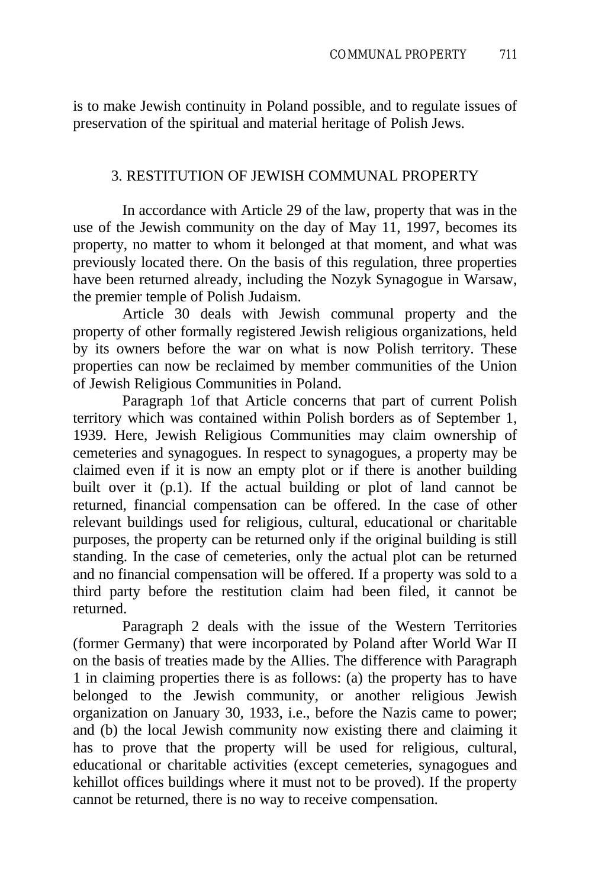is to make Jewish continuity in Poland possible, and to regulate issues of preservation of the spiritual and material heritage of Polish Jews.

## 3. RESTITUTION OF JEWISH COMMUNAL PROPERTY

In accordance with Article 29 of the law, property that was in the use of the Jewish community on the day of May 11, 1997, becomes its property, no matter to whom it belonged at that moment, and what was previously located there. On the basis of this regulation, three properties have been returned already, including the Nozyk Synagogue in Warsaw, the premier temple of Polish Judaism.

Article 30 deals with Jewish communal property and the property of other formally registered Jewish religious organizations, held by its owners before the war on what is now Polish territory. These properties can now be reclaimed by member communities of the Union of Jewish Religious Communities in Poland.

Paragraph 1of that Article concerns that part of current Polish territory which was contained within Polish borders as of September 1, 1939. Here, Jewish Religious Communities may claim ownership of cemeteries and synagogues. In respect to synagogues, a property may be claimed even if it is now an empty plot or if there is another building built over it (p.1). If the actual building or plot of land cannot be returned, financial compensation can be offered. In the case of other relevant buildings used for religious, cultural, educational or charitable purposes, the property can be returned only if the original building is still standing. In the case of cemeteries, only the actual plot can be returned and no financial compensation will be offered. If a property was sold to a third party before the restitution claim had been filed, it cannot be returned.

Paragraph 2 deals with the issue of the Western Territories (former Germany) that were incorporated by Poland after World War II on the basis of treaties made by the Allies. The difference with Paragraph 1 in claiming properties there is as follows: (a) the property has to have belonged to the Jewish community, or another religious Jewish organization on January 30, 1933, i.e., before the Nazis came to power; and (b) the local Jewish community now existing there and claiming it has to prove that the property will be used for religious, cultural, educational or charitable activities (except cemeteries, synagogues and kehillot offices buildings where it must not to be proved). If the property cannot be returned, there is no way to receive compensation.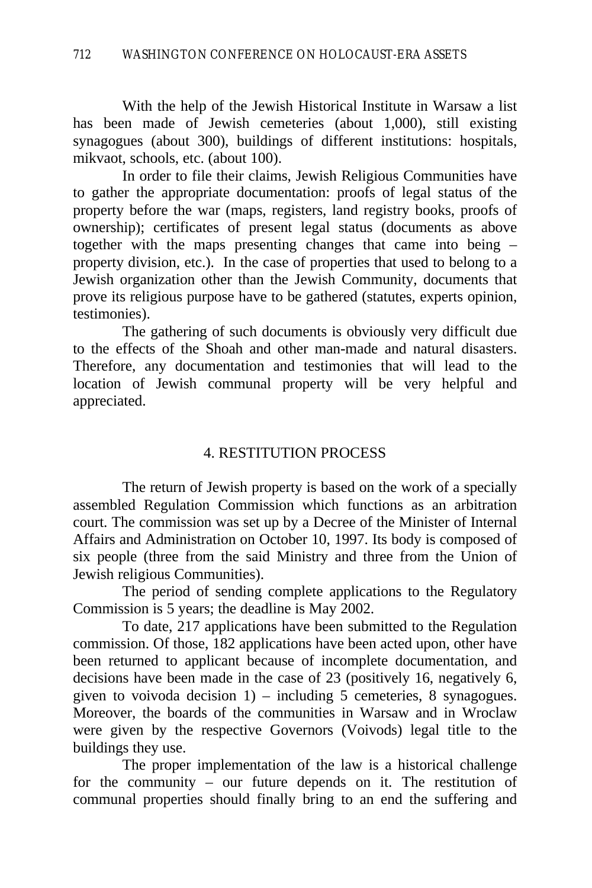With the help of the Jewish Historical Institute in Warsaw a list has been made of Jewish cemeteries (about 1,000), still existing synagogues (about 300), buildings of different institutions: hospitals, mikvaot, schools, etc. (about 100).

In order to file their claims, Jewish Religious Communities have to gather the appropriate documentation: proofs of legal status of the property before the war (maps, registers, land registry books, proofs of ownership); certificates of present legal status (documents as above together with the maps presenting changes that came into being – property division, etc.). In the case of properties that used to belong to a Jewish organization other than the Jewish Community, documents that prove its religious purpose have to be gathered (statutes, experts opinion, testimonies).

The gathering of such documents is obviously very difficult due to the effects of the Shoah and other man-made and natural disasters. Therefore, any documentation and testimonies that will lead to the location of Jewish communal property will be very helpful and appreciated.

## 4. RESTITUTION PROCESS

The return of Jewish property is based on the work of a specially assembled Regulation Commission which functions as an arbitration court. The commission was set up by a Decree of the Minister of Internal Affairs and Administration on October 10, 1997. Its body is composed of six people (three from the said Ministry and three from the Union of Jewish religious Communities).

The period of sending complete applications to the Regulatory Commission is 5 years; the deadline is May 2002.

To date, 217 applications have been submitted to the Regulation commission. Of those, 182 applications have been acted upon, other have been returned to applicant because of incomplete documentation, and decisions have been made in the case of 23 (positively 16, negatively 6, given to voivoda decision 1) – including 5 cemeteries, 8 synagogues. Moreover, the boards of the communities in Warsaw and in Wroclaw were given by the respective Governors (Voivods) legal title to the buildings they use.

The proper implementation of the law is a historical challenge for the community – our future depends on it. The restitution of communal properties should finally bring to an end the suffering and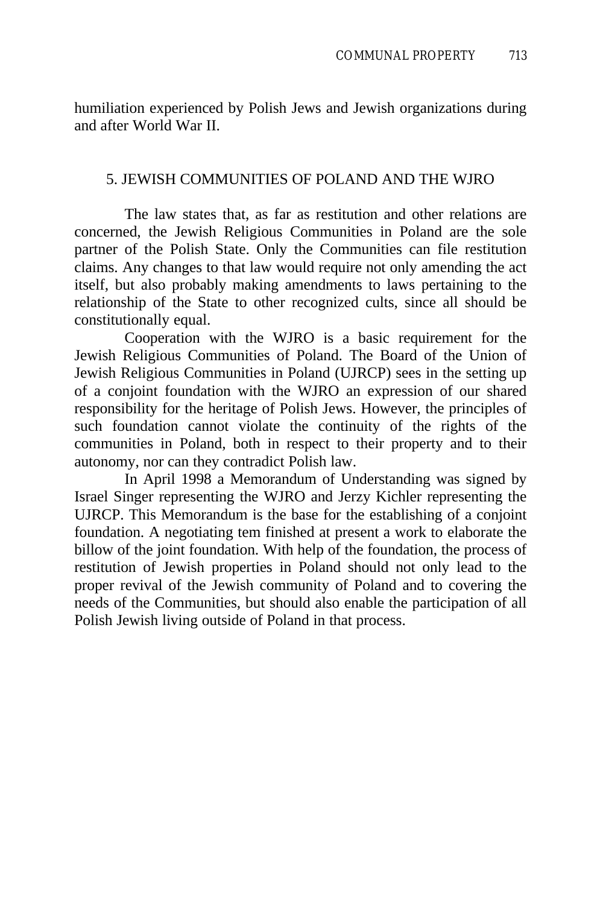humiliation experienced by Polish Jews and Jewish organizations during and after World War II.

## 5. JEWISH COMMUNITIES OF POLAND AND THE WJRO

The law states that, as far as restitution and other relations are concerned, the Jewish Religious Communities in Poland are the sole partner of the Polish State. Only the Communities can file restitution claims. Any changes to that law would require not only amending the act itself, but also probably making amendments to laws pertaining to the relationship of the State to other recognized cults, since all should be constitutionally equal.

Cooperation with the WJRO is a basic requirement for the Jewish Religious Communities of Poland. The Board of the Union of Jewish Religious Communities in Poland (UJRCP) sees in the setting up of a conjoint foundation with the WJRO an expression of our shared responsibility for the heritage of Polish Jews. However, the principles of such foundation cannot violate the continuity of the rights of the communities in Poland, both in respect to their property and to their autonomy, nor can they contradict Polish law.

In April 1998 a Memorandum of Understanding was signed by Israel Singer representing the WJRO and Jerzy Kichler representing the UJRCP. This Memorandum is the base for the establishing of a conjoint foundation. A negotiating tem finished at present a work to elaborate the billow of the joint foundation. With help of the foundation, the process of restitution of Jewish properties in Poland should not only lead to the proper revival of the Jewish community of Poland and to covering the needs of the Communities, but should also enable the participation of all Polish Jewish living outside of Poland in that process.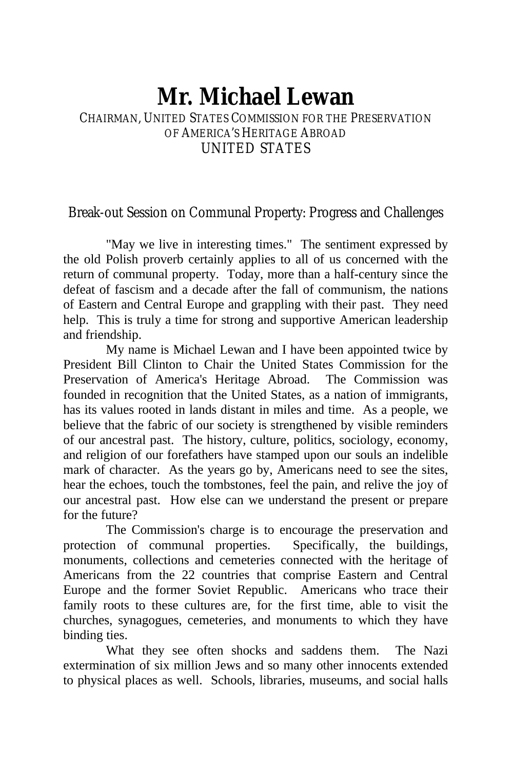# Mr. Michael Lewan

CHAIRMAN, UNITED STATES COMMISSION FOR THE PRESERVATION OF AMERICA'S HERITAGE ABROAD
UNITED STATES

## Break-out Session on Communal Property: Progress and Challenges

"May we live in interesting times." The sentiment expressed by the old Polish proverb certainly applies to all of us concerned with the return of communal property. Today, more than a half-century since the defeat of fascism and a decade after the fall of communism, the nations of Eastern and Central Europe and grappling with their past. They need help. This is truly a time for strong and supportive American leadership and friendship.

My name is Michael Lewan and I have been appointed twice by President Bill Clinton to Chair the United States Commission for the Preservation of America's Heritage Abroad. The Commission was founded in recognition that the United States, as a nation of immigrants, has its values rooted in lands distant in miles and time. As a people, we believe that the fabric of our society is strengthened by visible reminders of our ancestral past. The history, culture, politics, sociology, economy, and religion of our forefathers have stamped upon our souls an indelible mark of character. As the years go by, Americans need to see the sites, hear the echoes, touch the tombstones, feel the pain, and relive the joy of our ancestral past. How else can we understand the present or prepare for the future?

The Commission's charge is to encourage the preservation and protection of communal properties. Specifically, the buildings, monuments, collections and cemeteries connected with the heritage of Americans from the 22 countries that comprise Eastern and Central Europe and the former Soviet Republic. Americans who trace their family roots to these cultures are, for the first time, able to visit the churches, synagogues, cemeteries, and monuments to which they have binding ties.

What they see often shocks and saddens them. The Nazi extermination of six million Jews and so many other innocents extended to physical places as well. Schools, libraries, museums, and social halls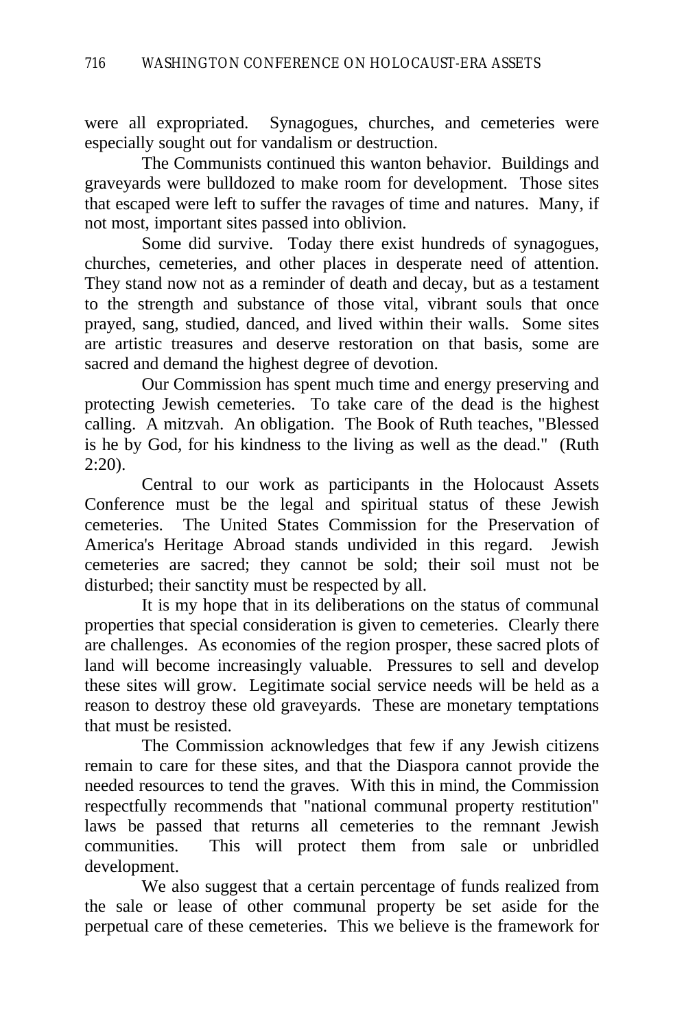were all expropriated. Synagogues, churches, and cemeteries were especially sought out for vandalism or destruction.

The Communists continued this wanton behavior. Buildings and graveyards were bulldozed to make room for development. Those sites that escaped were left to suffer the ravages of time and natures. Many, if not most, important sites passed into oblivion.

Some did survive. Today there exist hundreds of synagogues, churches, cemeteries, and other places in desperate need of attention. They stand now not as a reminder of death and decay, but as a testament to the strength and substance of those vital, vibrant souls that once prayed, sang, studied, danced, and lived within their walls. Some sites are artistic treasures and deserve restoration on that basis, some are sacred and demand the highest degree of devotion.

Our Commission has spent much time and energy preserving and protecting Jewish cemeteries. To take care of the dead is the highest calling. A mitzvah. An obligation. The Book of Ruth teaches, "Blessed is he by God, for his kindness to the living as well as the dead." (Ruth 2:20).

Central to our work as participants in the Holocaust Assets Conference must be the legal and spiritual status of these Jewish cemeteries. The United States Commission for the Preservation of America's Heritage Abroad stands undivided in this regard. Jewish cemeteries are sacred; they cannot be sold; their soil must not be disturbed; their sanctity must be respected by all.

It is my hope that in its deliberations on the status of communal properties that special consideration is given to cemeteries. Clearly there are challenges. As economies of the region prosper, these sacred plots of land will become increasingly valuable. Pressures to sell and develop these sites will grow. Legitimate social service needs will be held as a reason to destroy these old graveyards. These are monetary temptations that must be resisted.

The Commission acknowledges that few if any Jewish citizens remain to care for these sites, and that the Diaspora cannot provide the needed resources to tend the graves. With this in mind, the Commission respectfully recommends that "national communal property restitution" laws be passed that returns all cemeteries to the remnant Jewish communities. This will protect them from sale or unbridled development.

We also suggest that a certain percentage of funds realized from the sale or lease of other communal property be set aside for the perpetual care of these cemeteries. This we believe is the framework for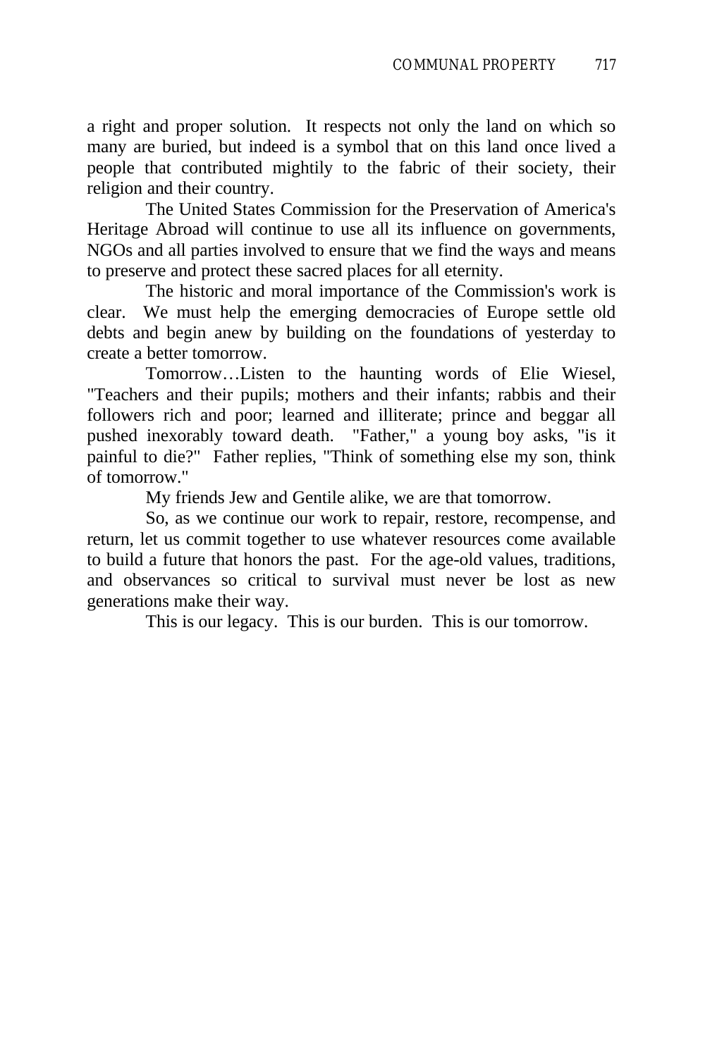a right and proper solution. It respects not only the land on which so many are buried, but indeed is a symbol that on this land once lived a people that contributed mightily to the fabric of their society, their religion and their country.

The United States Commission for the Preservation of America's Heritage Abroad will continue to use all its influence on governments, NGOs and all parties involved to ensure that we find the ways and means to preserve and protect these sacred places for all eternity.

The historic and moral importance of the Commission's work is clear. We must help the emerging democracies of Europe settle old debts and begin anew by building on the foundations of yesterday to create a better tomorrow.

Tomorrow…Listen to the haunting words of Elie Wiesel, "Teachers and their pupils; mothers and their infants; rabbis and their followers rich and poor; learned and illiterate; prince and beggar all pushed inexorably toward death. "Father," a young boy asks, "is it painful to die?" Father replies, "Think of something else my son, think of tomorrow."

My friends Jew and Gentile alike, we are that tomorrow.

So, as we continue our work to repair, restore, recompense, and return, let us commit together to use whatever resources come available to build a future that honors the past. For the age-old values, traditions, and observances so critical to survival must never be lost as new generations make their way.

This is our legacy. This is our burden. This is our tomorrow.